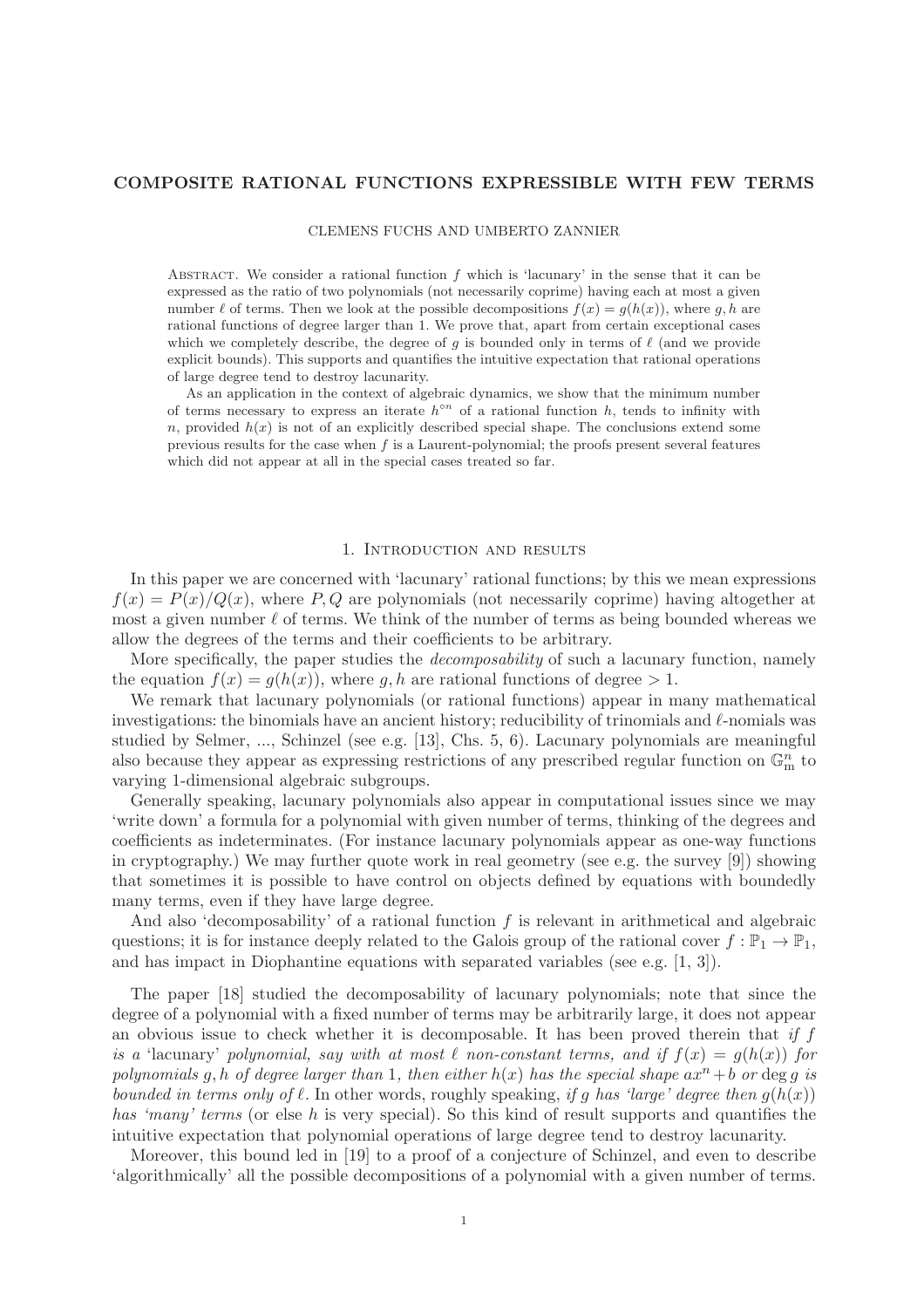# COMPOSITE RATIONAL FUNCTIONS EXPRESSIBLE WITH FEW TERMS

CLEMENS FUCHS AND UMBERTO ZANNIER

Abstract. We consider a rational function $f$ which is 'lacunary' in the sense that it can be expressed as the ratio of two polynomials (not necessarily coprime) having each at most a given number $\ell$ of terms. Then we look at the possible decompositions $f(x) = g(h(x))$, where $g, h$ are rational functions of degree larger than 1. We prove that, apart from certain exceptional cases which we completely describe, the degree of $g$ is bounded only in terms of $\ell$ (and we provide explicit bounds). This supports and quantifies the intuitive expectation that rational operations of large degree tend to destroy lacunarity.

As an application in the context of algebraic dynamics, we show that the minimum number of terms necessary to express an iterate $h^{\circ n}$ of a rational function $h$, tends to infinity with $n$, provided $h(x)$ is not of an explicitly described special shape. The conclusions extend some previous results for the case when $f$ is a Laurent-polynomial; the proofs present several features which did not appear at all in the special cases treated so far.

## 1. Introduction and results

In this paper we are concerned with 'lacunary' rational functions; by this we mean expressions $f(x) = P(x)/Q(x)$, where $P, Q$ are polynomials (not necessarily coprime) having altogether at most a given number $\ell$ of terms. We think of the number of terms as being bounded whereas we allow the degrees of the terms and their coefficients to be arbitrary.

More specifically, the paper studies the *decomposability* of such a lacunary function, namely the equation $f(x) = g(h(x))$, where $g, h$ are rational functions of degree $> 1$.

We remark that lacunary polynomials (or rational functions) appear in many mathematical investigations: the binomials have an ancient history; reducibility of trinomials and $\ell$-nomials was studied by Selmer, ..., Schinzel (see e.g. [13], Chs. 5, 6). Lacunary polynomials are meaningful also because they appear as expressing restrictions of any prescribed regular function on $\mathbb{G}_m^n$ to varying 1-dimensional algebraic subgroups.

Generally speaking, lacunary polynomials also appear in computational issues since we may 'write down' a formula for a polynomial with given number of terms, thinking of the degrees and coefficients as indeterminates. (For instance lacunary polynomials appear as one-way functions in cryptography.) We may further quote work in real geometry (see e.g. the survey [9]) showing that sometimes it is possible to have control on objects defined by equations with boundedly many terms, even if they have large degree.

And also 'decomposability' of a rational function $f$ is relevant in arithmetical and algebraic questions; it is for instance deeply related to the Galois group of the rational cover $f : \mathbb{P}_1 \to \mathbb{P}_1$, and has impact in Diophantine equations with separated variables (see e.g. [1, 3]).

The paper [18] studied the decomposability of lacunary polynomials; note that since the degree of a polynomial with a fixed number of terms may be arbitrarily large, it does not appear an obvious issue to check whether it is decomposable. It has been proved therein that *if $f$ is a 'lacunary' polynomial, say with at most $\ell$ non-constant terms, and if $f(x) = g(h(x))$ for polynomials $g, h$ of degree larger than 1, then either $h(x)$ has the special shape $ax^n + b$ or $\deg g$ is bounded in terms only of $\ell$*. In other words, roughly speaking, *if $g$ has 'large' degree then $g(h(x))$ has 'many' terms* (or else $h$ is very special). So this kind of result supports and quantifies the intuitive expectation that polynomial operations of large degree tend to destroy lacunarity.

Moreover, this bound led in [19] to a proof of a conjecture of Schinzel, and even to describe 'algorithmically' all the possible decompositions of a polynomial with a given number of terms.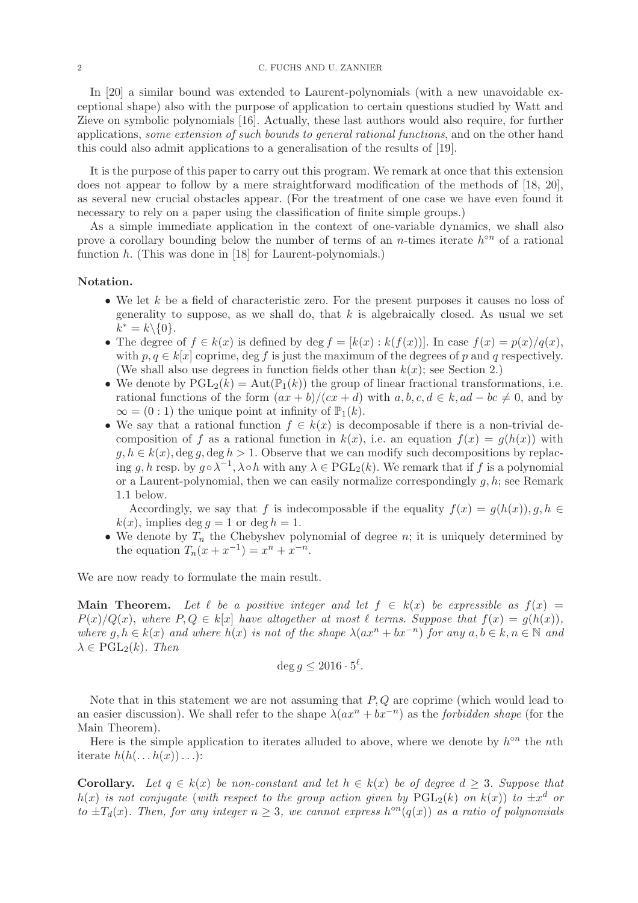In [20] a similar bound was extended to Laurent-polynomials (with a new unavoidable exceptional shape) also with the purpose of application to certain questions studied by Watt and Zieve on symbolic polynomials [16]. Actually, these last authors would also require, for further applications, *some extension of such bounds to general rational functions*, and on the other hand this could also admit applications to a generalisation of the results of [19].

It is the purpose of this paper to carry out this program. We remark at once that this extension does not appear to follow by a mere straightforward modification of the methods of [18, 20], as several new crucial obstacles appear. (For the treatment of one case we have even found it necessary to rely on a paper using the classification of finite simple groups.)

As a simple immediate application in the context of one-variable dynamics, we shall also prove a corollary bounding below the number of terms of an $n$-times iterate $h^{\circ n}$ of a rational function $h$. (This was done in [18] for Laurent-polynomials.)

**Notation.**

- We let $k$ be a field of characteristic zero. For the present purposes it causes no loss of generality to suppose, as we shall do, that $k$ is algebraically closed. As usual we set $k^* = k\backslash\{0\}$.
- The degree of $f \in k(x)$ is defined by $\deg f = [k(x) : k(f(x))]$. In case $f(x) = p(x)/q(x)$, with $p, q \in k[x]$ coprime, $\deg f$ is just the maximum of the degrees of $p$ and $q$ respectively. (We shall also use degrees in function fields other than $k(x)$; see Section 2.)
- We denote by $\mathrm{PGL}_2(k) = \mathrm{Aut}(\mathbb{P}_1(k))$ the group of linear fractional transformations, i.e. rational functions of the form $(ax + b)/(cx + d)$ with $a, b, c, d \in k, ad - bc \neq 0$, and by $\infty = (0 : 1)$ the unique point at infinity of $\mathbb{P}_1(k)$.
- We say that a rational function $f \in k(x)$ is decomposable if there is a non-trivial decomposition of $f$ as a rational function in $k(x)$, i.e. an equation $f(x) = g(h(x))$ with $g, h \in k(x), \deg g, \deg h > 1$. Observe that we can modify such decompositions by replacing $g, h$ resp. by $g \circ \lambda^{-1}, \lambda \circ h$ with any $\lambda \in \mathrm{PGL}_2(k)$. We remark that if $f$ is a polynomial or a Laurent-polynomial, then we can easily normalize correspondingly $g, h$; see Remark 1.1 below.

  Accordingly, we say that $f$ is indecomposable if the equality $f(x) = g(h(x)), g, h \in k(x)$, implies $\deg g = 1$ or $\deg h = 1$.
- We denote by $T_n$ the Chebyshev polynomial of degree $n$; it is uniquely determined by the equation $T_n(x + x^{-1}) = x^n + x^{-n}$.

We are now ready to formulate the main result.

**Main Theorem.** *Let $\ell$ be a positive integer and let $f \in k(x)$ be expressible as $f(x) = P(x)/Q(x)$, where $P, Q \in k[x]$ have altogether at most $\ell$ terms. Suppose that $f(x) = g(h(x))$, where $g, h \in k(x)$ and where $h(x)$ is not of the shape $\lambda(ax^n + bx^{-n})$ for any $a, b \in k, n \in \mathbb{N}$ and $\lambda \in \mathrm{PGL}_2(k)$. Then*

$$\deg g \leq 2016 \cdot 5^{\ell}.$$

Note that in this statement we are not assuming that $P, Q$ are coprime (which would lead to an easier discussion). We shall refer to the shape $\lambda(ax^n + bx^{-n})$ as the *forbidden shape* (for the Main Theorem).

Here is the simple application to iterates alluded to above, where we denote by $h^{\circ n}$ the $n$th iterate $h(h(\ldots h(x))\ldots)$:

**Corollary.** *Let $q \in k(x)$ be non-constant and let $h \in k(x)$ be of degree $d \geq 3$. Suppose that $h(x)$ is not conjugate (with respect to the group action given by $\mathrm{PGL}_2(k)$ on $k(x)$) to $\pm x^d$ or to $\pm T_d(x)$. Then, for any integer $n \geq 3$, we cannot express $h^{\circ n}(q(x))$ as a ratio of polynomials*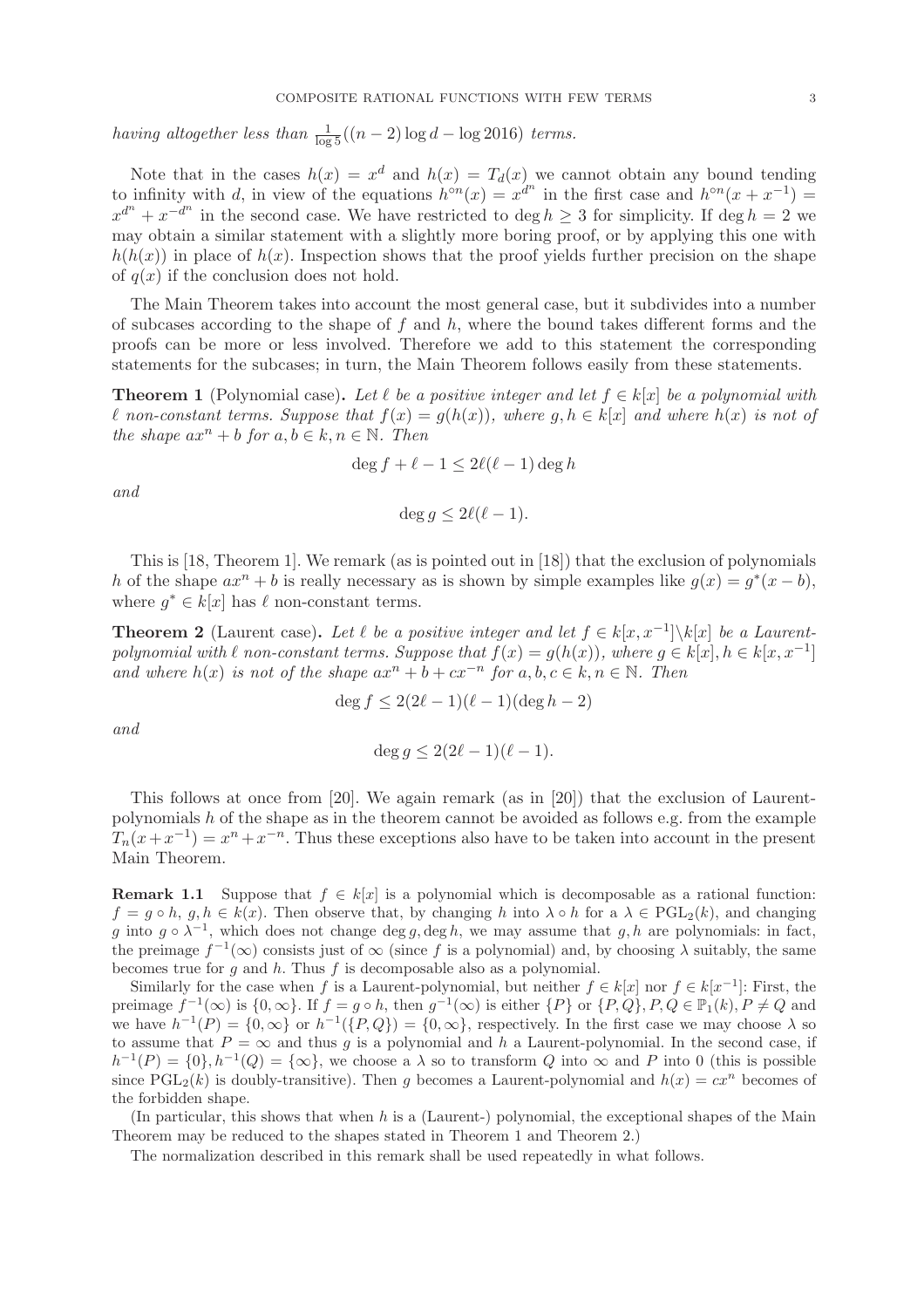*having altogether less than* $\frac{1}{\log 5}((n-2)\log d - \log 2016)$ *terms.*

Note that in the cases $h(x) = x^d$ and $h(x) = T_d(x)$ we cannot obtain any bound tending to infinity with $d$, in view of the equations $h^{\circ n}(x) = x^{d^n}$ in the first case and $h^{\circ n}(x + x^{-1}) = x^{d^n} + x^{-d^n}$ in the second case. We have restricted to $\deg h \geq 3$ for simplicity. If $\deg h = 2$ we may obtain a similar statement with a slightly more boring proof, or by applying this one with $h(h(x))$ in place of $h(x)$. Inspection shows that the proof yields further precision on the shape of $q(x)$ if the conclusion does not hold.

The Main Theorem takes into account the most general case, but it subdivides into a number of subcases according to the shape of $f$ and $h$, where the bound takes different forms and the proofs can be more or less involved. Therefore we add to this statement the corresponding statements for the subcases; in turn, the Main Theorem follows easily from these statements.

**Theorem 1** (Polynomial case)**.** *Let* $\ell$ *be a positive integer and let* $f \in k[x]$ *be a polynomial with* $\ell$ *non-constant terms. Suppose that* $f(x) = g(h(x))$*, where* $g, h \in k[x]$ *and where* $h(x)$ *is not of the shape* $ax^n + b$ *for* $a, b \in k, n \in \mathbb{N}$*. Then*

$$\deg f + \ell - 1 \leq 2\ell(\ell - 1)\deg h$$

*and*

$$\deg g \leq 2\ell(\ell - 1).$$

This is [18, Theorem 1]. We remark (as is pointed out in [18]) that the exclusion of polynomials $h$ of the shape $ax^n + b$ is really necessary as is shown by simple examples like $g(x) = g^*(x - b)$, where $g^* \in k[x]$ has $\ell$ non-constant terms.

**Theorem 2** (Laurent case)**.** *Let* $\ell$ *be a positive integer and let* $f \in k[x, x^{-1}]\backslash k[x]$ *be a Laurent-polynomial with* $\ell$ *non-constant terms. Suppose that* $f(x) = g(h(x))$*, where* $g \in k[x], h \in k[x, x^{-1}]$ *and where* $h(x)$ *is not of the shape* $ax^n + b + cx^{-n}$ *for* $a, b, c \in k, n \in \mathbb{N}$*. Then*

$$\deg f \leq 2(2\ell - 1)(\ell - 1)(\deg h - 2)$$

*and*

$$\deg g \leq 2(2\ell - 1)(\ell - 1).$$

This follows at once from [20]. We again remark (as in [20]) that the exclusion of Laurent-polynomials $h$ of the shape as in the theorem cannot be avoided as follows e.g. from the example $T_n(x + x^{-1}) = x^n + x^{-n}$. Thus these exceptions also have to be taken into account in the present Main Theorem.

**Remark 1.1** Suppose that $f \in k[x]$ is a polynomial which is decomposable as a rational function: $f = g \circ h$, $g, h \in k(x)$. Then observe that, by changing $h$ into $\lambda \circ h$ for a $\lambda \in \mathrm{PGL}_2(k)$, and changing $g$ into $g \circ \lambda^{-1}$, which does not change $\deg g, \deg h$, we may assume that $g, h$ are polynomials: in fact, the preimage $f^{-1}(\infty)$ consists just of $\infty$ (since $f$ is a polynomial) and, by choosing $\lambda$ suitably, the same becomes true for $g$ and $h$. Thus $f$ is decomposable also as a polynomial.

Similarly for the case when $f$ is a Laurent-polynomial, but neither $f \in k[x]$ nor $f \in k[x^{-1}]$: First, the preimage $f^{-1}(\infty)$ is $\{0, \infty\}$. If $f = g \circ h$, then $g^{-1}(\infty)$ is either $\{P\}$ or $\{P, Q\}, P, Q \in \mathbb{P}_1(k), P \neq Q$ and we have $h^{-1}(P) = \{0, \infty\}$ or $h^{-1}(\{P, Q\}) = \{0, \infty\}$, respectively. In the first case we may choose $\lambda$ so to assume that $P = \infty$ and thus $g$ is a polynomial and $h$ a Laurent-polynomial. In the second case, if $h^{-1}(P) = \{0\}, h^{-1}(Q) = \{\infty\}$, we choose a $\lambda$ so to transform $Q$ into $\infty$ and $P$ into 0 (this is possible since $\mathrm{PGL}_2(k)$ is doubly-transitive). Then $g$ becomes a Laurent-polynomial and $h(x) = cx^n$ becomes of the forbidden shape.

(In particular, this shows that when $h$ is a (Laurent-) polynomial, the exceptional shapes of the Main Theorem may be reduced to the shapes stated in Theorem 1 and Theorem 2.)

The normalization described in this remark shall be used repeatedly in what follows.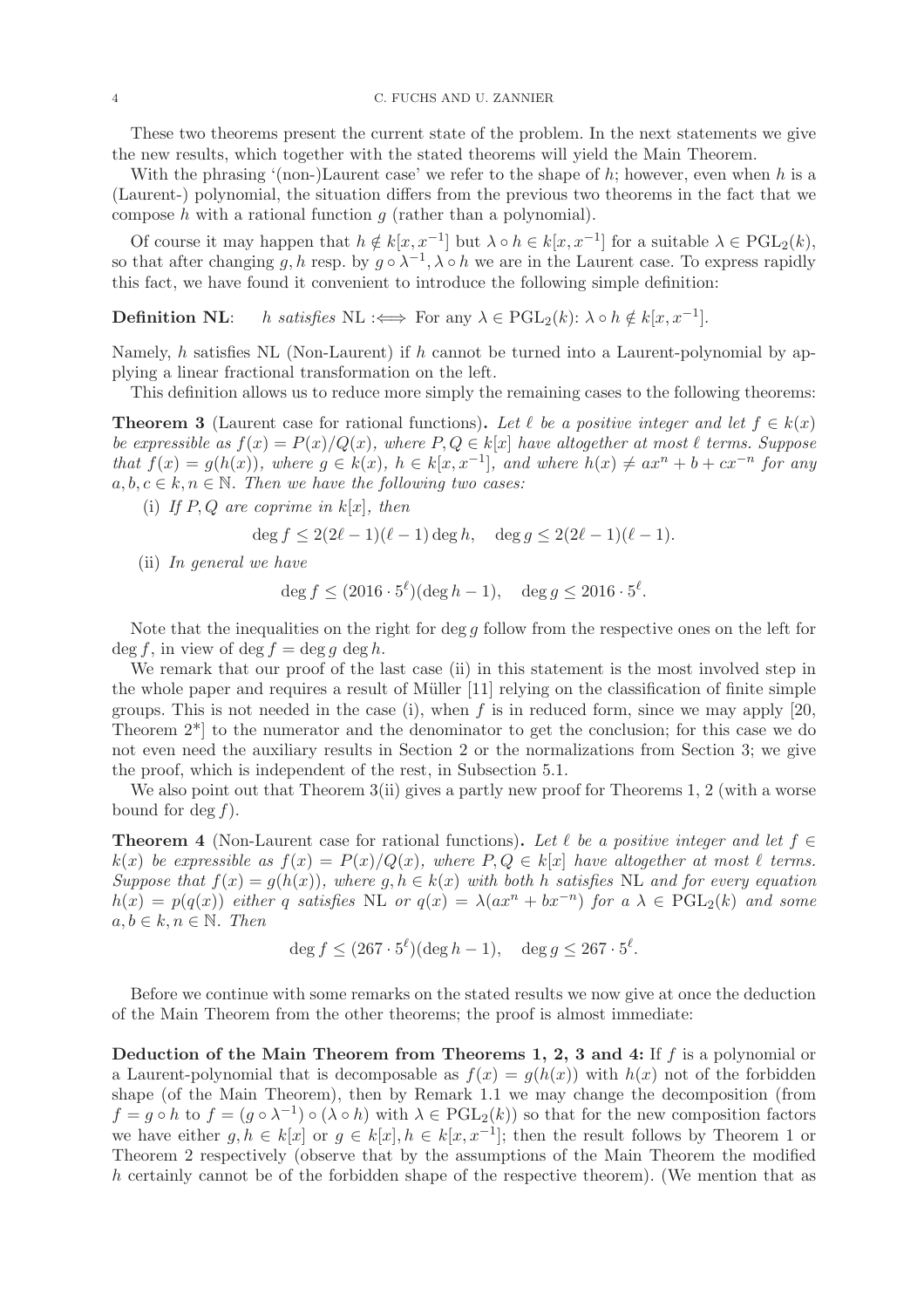These two theorems present the current state of the problem. In the next statements we give the new results, which together with the stated theorems will yield the Main Theorem.

With the phrasing '(non-)Laurent case' we refer to the shape of $h$; however, even when $h$ is a (Laurent-) polynomial, the situation differs from the previous two theorems in the fact that we compose $h$ with a rational function $g$ (rather than a polynomial).

Of course it may happen that $h \notin k[x, x^{-1}]$ but $\lambda \circ h \in k[x, x^{-1}]$ for a suitable $\lambda \in \mathrm{PGL}_2(k)$, so that after changing $g, h$ resp. by $g \circ \lambda^{-1}, \lambda \circ h$ we are in the Laurent case. To express rapidly this fact, we have found it convenient to introduce the following simple definition:

**Definition NL**: *$h$ satisfies* NL $:\Longleftrightarrow$ For any $\lambda \in \mathrm{PGL}_2(k)$: $\lambda \circ h \notin k[x, x^{-1}]$.

Namely, $h$ satisfies NL (Non-Laurent) if $h$ cannot be turned into a Laurent-polynomial by applying a linear fractional transformation on the left.

This definition allows us to reduce more simply the remaining cases to the following theorems:

**Theorem 3** (Laurent case for rational functions)**.** *Let $\ell$ be a positive integer and let $f \in k(x)$ be expressible as $f(x) = P(x)/Q(x)$, where $P, Q \in k[x]$ have altogether at most $\ell$ terms. Suppose that $f(x) = g(h(x))$, where $g \in k(x)$, $h \in k[x, x^{-1}]$, and where $h(x) \neq ax^n + b + cx^{-n}$ for any $a, b, c \in k, n \in \mathbb{N}$. Then we have the following two cases:*

(i) *If $P, Q$ are coprime in $k[x]$, then*

$$\deg f \leq 2(2\ell - 1)(\ell - 1) \deg h, \quad \deg g \leq 2(2\ell - 1)(\ell - 1).$$

(ii) *In general we have*

$$\deg f \leq (2016 \cdot 5^{\ell})(\deg h - 1), \quad \deg g \leq 2016 \cdot 5^{\ell}.$$

Note that the inequalities on the right for $\deg g$ follow from the respective ones on the left for $\deg f$, in view of $\deg f = \deg g \deg h$.

We remark that our proof of the last case (ii) in this statement is the most involved step in the whole paper and requires a result of Müller [11] relying on the classification of finite simple groups. This is not needed in the case (i), when $f$ is in reduced form, since we may apply [20, Theorem 2*] to the numerator and the denominator to get the conclusion; for this case we do not even need the auxiliary results in Section 2 or the normalizations from Section 3; we give the proof, which is independent of the rest, in Subsection 5.1.

We also point out that Theorem 3(ii) gives a partly new proof for Theorems 1, 2 (with a worse bound for $\deg f$).

**Theorem 4** (Non-Laurent case for rational functions)**.** *Let $\ell$ be a positive integer and let $f \in k(x)$ be expressible as $f(x) = P(x)/Q(x)$, where $P, Q \in k[x]$ have altogether at most $\ell$ terms. Suppose that $f(x) = g(h(x))$, where $g, h \in k(x)$ with both $h$ satisfies* NL *and for every equation $h(x) = p(q(x))$ either $q$ satisfies* NL *or $q(x) = \lambda(ax^n + bx^{-n})$ for a $\lambda \in \mathrm{PGL}_2(k)$ and some $a, b \in k, n \in \mathbb{N}$. Then*

$$\deg f \leq (267 \cdot 5^{\ell})(\deg h - 1), \quad \deg g \leq 267 \cdot 5^{\ell}.$$

Before we continue with some remarks on the stated results we now give at once the deduction of the Main Theorem from the other theorems; the proof is almost immediate:

**Deduction of the Main Theorem from Theorems 1, 2, 3 and 4:** If $f$ is a polynomial or a Laurent-polynomial that is decomposable as $f(x) = g(h(x))$ with $h(x)$ not of the forbidden shape (of the Main Theorem), then by Remark 1.1 we may change the decomposition (from $f = g \circ h$ to $f = (g \circ \lambda^{-1}) \circ (\lambda \circ h)$ with $\lambda \in \mathrm{PGL}_2(k)$) so that for the new composition factors we have either $g, h \in k[x]$ or $g \in k[x], h \in k[x, x^{-1}]$; then the result follows by Theorem 1 or Theorem 2 respectively (observe that by the assumptions of the Main Theorem the modified $h$ certainly cannot be of the forbidden shape of the respective theorem). (We mention that as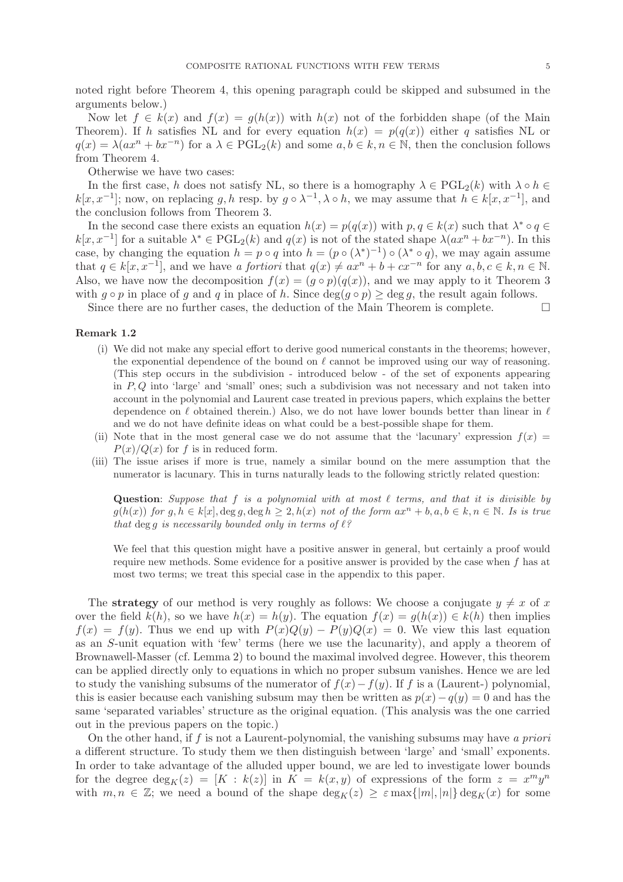noted right before Theorem 4, this opening paragraph could be skipped and subsumed in the arguments below.)

Now let $f \in k(x)$ and $f(x) = g(h(x))$ with $h(x)$ not of the forbidden shape (of the Main Theorem). If $h$ satisfies NL and for every equation $h(x) = p(q(x))$ either $q$ satisfies NL or $q(x) = \lambda(ax^n + bx^{-n})$ for a $\lambda \in \mathrm{PGL}_2(k)$ and some $a, b \in k, n \in \mathbb{N}$, then the conclusion follows from Theorem 4.

Otherwise we have two cases:

In the first case, $h$ does not satisfy NL, so there is a homography $\lambda \in \mathrm{PGL}_2(k)$ with $\lambda \circ h \in k[x, x^{-1}]$; now, on replacing $g, h$ resp. by $g \circ \lambda^{-1}, \lambda \circ h$, we may assume that $h \in k[x, x^{-1}]$, and the conclusion follows from Theorem 3.

In the second case there exists an equation $h(x) = p(q(x))$ with $p, q \in k(x)$ such that $\lambda^* \circ q \in k[x, x^{-1}]$ for a suitable $\lambda^* \in \mathrm{PGL}_2(k)$ and $q(x)$ is not of the stated shape $\lambda(ax^n + bx^{-n})$. In this case, by changing the equation $h = p \circ q$ into $h = (p \circ (\lambda^*)^{-1}) \circ (\lambda^* \circ q)$, we may again assume that $q \in k[x, x^{-1}]$, and we have *a fortiori* that $q(x) \neq ax^n + b + cx^{-n}$ for any $a, b, c \in k, n \in \mathbb{N}$. Also, we have now the decomposition $f(x) = (g \circ p)(q(x))$, and we may apply to it Theorem 3 with $g \circ p$ in place of $g$ and $q$ in place of $h$. Since $\deg(g \circ p) \geq \deg g$, the result again follows.

Since there are no further cases, the deduction of the Main Theorem is complete. $\square$

**Remark 1.2**

(i) We did not make any special effort to derive good numerical constants in the theorems; however, the exponential dependence of the bound on $\ell$ cannot be improved using our way of reasoning. (This step occurs in the subdivision - introduced below - of the set of exponents appearing in $P, Q$ into 'large' and 'small' ones; such a subdivision was not necessary and not taken into account in the polynomial and Laurent case treated in previous papers, which explains the better dependence on $\ell$ obtained therein.) Also, we do not have lower bounds better than linear in $\ell$ and we do not have definite ideas on what could be a best-possible shape for them.

(ii) Note that in the most general case we do not assume that the 'lacunary' expression $f(x) = P(x)/Q(x)$ for $f$ is in reduced form.

(iii) The issue arises if more is true, namely a similar bound on the mere assumption that the numerator is lacunary. This in turns naturally leads to the following strictly related question:

**Question**: *Suppose that $f$ is a polynomial with at most $\ell$ terms, and that it is divisible by $g(h(x))$ for $g, h \in k[x], \deg g, \deg h \geq 2, h(x)$ not of the form $ax^n + b, a, b \in k, n \in \mathbb{N}$. Is is true that $\deg g$ is necessarily bounded only in terms of $\ell$?*

We feel that this question might have a positive answer in general, but certainly a proof would require new methods. Some evidence for a positive answer is provided by the case when $f$ has at most two terms; we treat this special case in the appendix to this paper.

The **strategy** of our method is very roughly as follows: We choose a conjugate $y \neq x$ of $x$ over the field $k(h)$, so we have $h(x) = h(y)$. The equation $f(x) = g(h(x)) \in k(h)$ then implies $f(x) = f(y)$. Thus we end up with $P(x)Q(y) - P(y)Q(x) = 0$. We view this last equation as an $S$-unit equation with 'few' terms (here we use the lacunarity), and apply a theorem of Brownawell-Masser (cf. Lemma 2) to bound the maximal involved degree. However, this theorem can be applied directly only to equations in which no proper subsum vanishes. Hence we are led to study the vanishing subsums of the numerator of $f(x) - f(y)$. If $f$ is a (Laurent-) polynomial, this is easier because each vanishing subsum may then be written as $p(x) - q(y) = 0$ and has the same 'separated variables' structure as the original equation. (This analysis was the one carried out in the previous papers on the topic.)

On the other hand, if $f$ is not a Laurent-polynomial, the vanishing subsums may have *a priori* a different structure. To study them we then distinguish between 'large' and 'small' exponents. In order to take advantage of the alluded upper bound, we are led to investigate lower bounds for the degree $\deg_K(z) = [K : k(z)]$ in $K = k(x, y)$ of expressions of the form $z = x^m y^n$ with $m, n \in \mathbb{Z}$; we need a bound of the shape $\deg_K(z) \geq \varepsilon \max\{|m|, |n|\} \deg_K(x)$ for some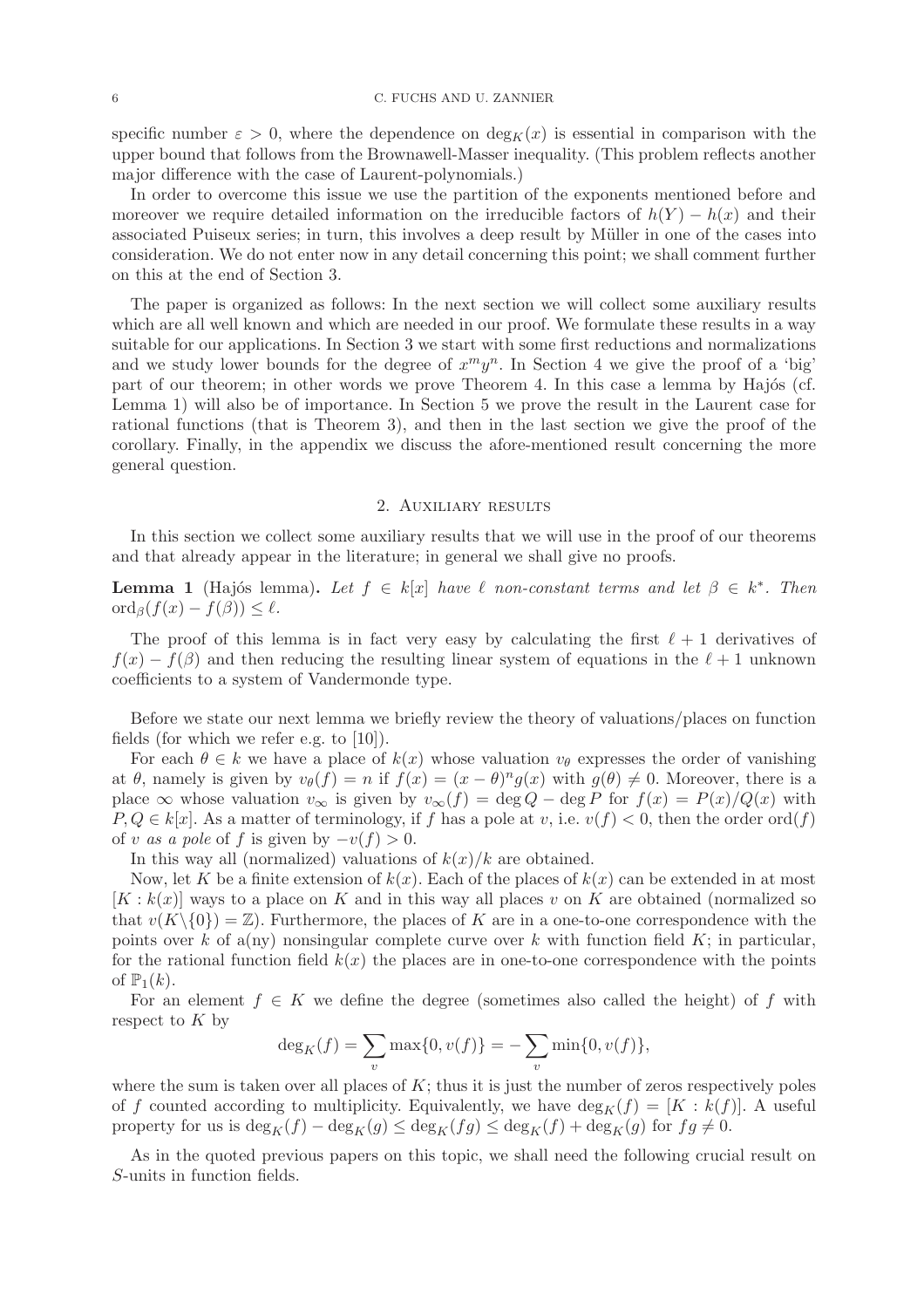specific number $\varepsilon > 0$, where the dependence on $\deg_K(x)$ is essential in comparison with the upper bound that follows from the Brownawell-Masser inequality. (This problem reflects another major difference with the case of Laurent-polynomials.)

In order to overcome this issue we use the partition of the exponents mentioned before and moreover we require detailed information on the irreducible factors of $h(Y) - h(x)$ and their associated Puiseux series; in turn, this involves a deep result by Müller in one of the cases into consideration. We do not enter now in any detail concerning this point; we shall comment further on this at the end of Section 3.

The paper is organized as follows: In the next section we will collect some auxiliary results which are all well known and which are needed in our proof. We formulate these results in a way suitable for our applications. In Section 3 we start with some first reductions and normalizations and we study lower bounds for the degree of $x^m y^n$. In Section 4 we give the proof of a 'big' part of our theorem; in other words we prove Theorem 4. In this case a lemma by Hajós (cf. Lemma 1) will also be of importance. In Section 5 we prove the result in the Laurent case for rational functions (that is Theorem 3), and then in the last section we give the proof of the corollary. Finally, in the appendix we discuss the afore-mentioned result concerning the more general question.

## 2. Auxiliary results

In this section we collect some auxiliary results that we will use in the proof of our theorems and that already appear in the literature; in general we shall give no proofs.

**Lemma 1** (Hajós lemma)**.** *Let $f \in k[x]$ have $\ell$ non-constant terms and let $\beta \in k^*$. Then* $\mathrm{ord}_\beta(f(x) - f(\beta)) \leq \ell$.

The proof of this lemma is in fact very easy by calculating the first $\ell + 1$ derivatives of $f(x) - f(\beta)$ and then reducing the resulting linear system of equations in the $\ell + 1$ unknown coefficients to a system of Vandermonde type.

Before we state our next lemma we briefly review the theory of valuations/places on function fields (for which we refer e.g. to [10]).

For each $\theta \in k$ we have a place of $k(x)$ whose valuation $v_\theta$ expresses the order of vanishing at $\theta$, namely is given by $v_\theta(f) = n$ if $f(x) = (x - \theta)^n g(x)$ with $g(\theta) \neq 0$. Moreover, there is a place $\infty$ whose valuation $v_\infty$ is given by $v_\infty(f) = \deg Q - \deg P$ for $f(x) = P(x)/Q(x)$ with $P, Q \in k[x]$. As a matter of terminology, if $f$ has a pole at $v$, i.e. $v(f) < 0$, then the order $\mathrm{ord}(f)$ of $v$ *as a pole* of $f$ is given by $-v(f) > 0$.

In this way all (normalized) valuations of $k(x)/k$ are obtained.

Now, let $K$ be a finite extension of $k(x)$. Each of the places of $k(x)$ can be extended in at most $[K : k(x)]$ ways to a place on $K$ and in this way all places $v$ on $K$ are obtained (normalized so that $v(K \backslash \{0\}) = \mathbb{Z}$). Furthermore, the places of $K$ are in a one-to-one correspondence with the points over $k$ of a(ny) nonsingular complete curve over $k$ with function field $K$; in particular, for the rational function field $k(x)$ the places are in one-to-one correspondence with the points of $\mathbb{P}_1(k)$.

For an element $f \in K$ we define the degree (sometimes also called the height) of $f$ with respect to $K$ by

$$\deg_K(f) = \sum_v \max\{0, v(f)\} = -\sum_v \min\{0, v(f)\},$$

where the sum is taken over all places of $K$; thus it is just the number of zeros respectively poles of $f$ counted according to multiplicity. Equivalently, we have $\deg_K(f) = [K : k(f)]$. A useful property for us is $\deg_K(f) - \deg_K(g) \leq \deg_K(fg) \leq \deg_K(f) + \deg_K(g)$ for $fg \neq 0$.

As in the quoted previous papers on this topic, we shall need the following crucial result on $S$-units in function fields.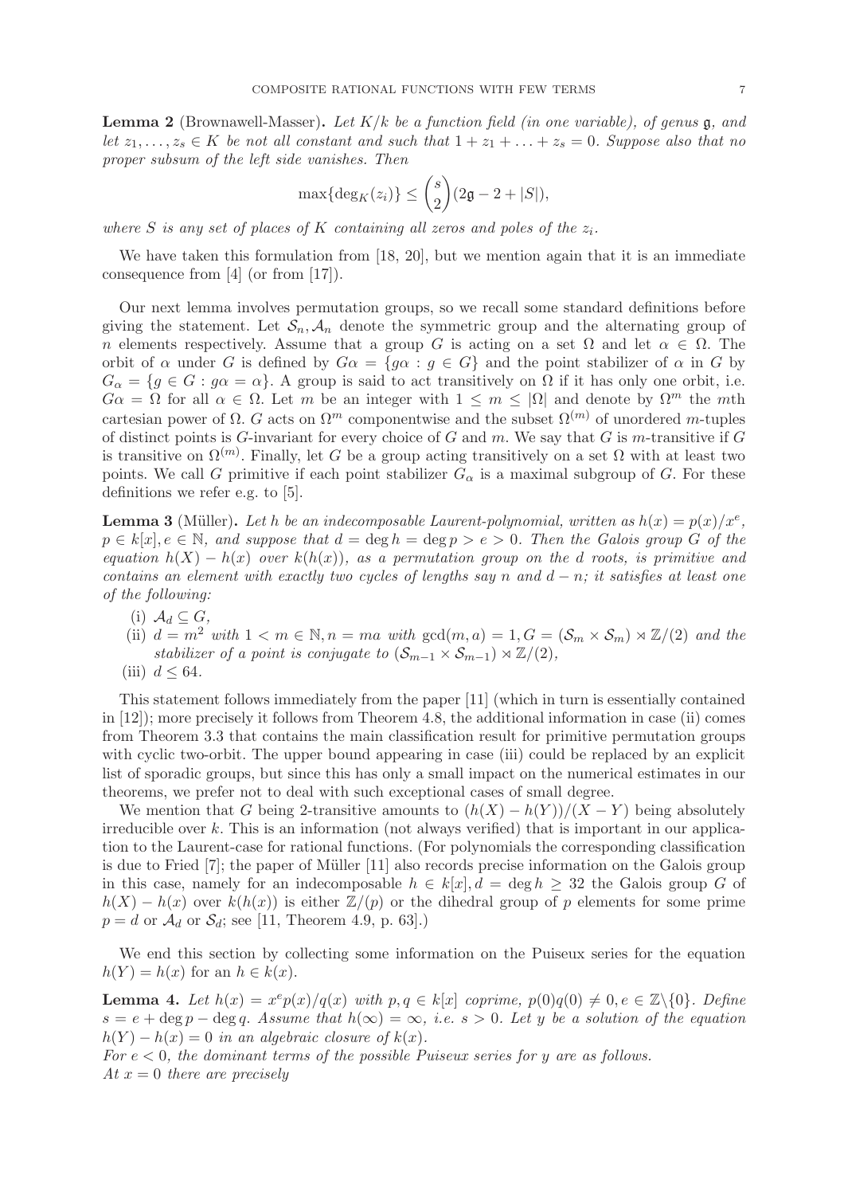**Lemma 2** (Brownawell-Masser)**.** *Let $K/k$ be a function field (in one variable), of genus $\mathfrak{g}$, and let $z_1, \ldots, z_s \in K$ be not all constant and such that $1 + z_1 + \ldots + z_s = 0$. Suppose also that no proper subsum of the left side vanishes. Then*

$$\max\{\deg_K(z_i)\} \leq \binom{s}{2}(2\mathfrak{g} - 2 + |S|),$$

*where $S$ is any set of places of $K$ containing all zeros and poles of the $z_i$.*

We have taken this formulation from [18, 20], but we mention again that it is an immediate consequence from [4] (or from [17]).

Our next lemma involves permutation groups, so we recall some standard definitions before giving the statement. Let $\mathcal{S}_n, \mathcal{A}_n$ denote the symmetric group and the alternating group of $n$ elements respectively. Assume that a group $G$ is acting on a set $\Omega$ and let $\alpha \in \Omega$. The orbit of $\alpha$ under $G$ is defined by $G\alpha = \{g\alpha : g \in G\}$ and the point stabilizer of $\alpha$ in $G$ by $G_\alpha = \{g \in G : g\alpha = \alpha\}$. A group is said to act transitively on $\Omega$ if it has only one orbit, i.e. $G\alpha = \Omega$ for all $\alpha \in \Omega$. Let $m$ be an integer with $1 \leq m \leq |\Omega|$ and denote by $\Omega^m$ the $m$th cartesian power of $\Omega$. $G$ acts on $\Omega^m$ componentwise and the subset $\Omega^{(m)}$ of unordered $m$-tuples of distinct points is $G$-invariant for every choice of $G$ and $m$. We say that $G$ is $m$-transitive if $G$ is transitive on $\Omega^{(m)}$. Finally, let $G$ be a group acting transitively on a set $\Omega$ with at least two points. We call $G$ primitive if each point stabilizer $G_\alpha$ is a maximal subgroup of $G$. For these definitions we refer e.g. to [5].

**Lemma 3** (Müller)**.** *Let $h$ be an indecomposable Laurent-polynomial, written as $h(x) = p(x)/x^e$, $p \in k[x], e \in \mathbb{N}$, and suppose that $d = \deg h = \deg p > e > 0$. Then the Galois group $G$ of the equation $h(X) - h(x)$ over $k(h(x))$, as a permutation group on the $d$ roots, is primitive and contains an element with exactly two cycles of lengths say $n$ and $d - n$; it satisfies at least one of the following:*

- (i) $\mathcal{A}_d \subseteq G$,
- (ii) $d = m^2$ *with* $1 < m \in \mathbb{N}, n = ma$ *with* $\gcd(m, a) = 1, G = (\mathcal{S}_m \times \mathcal{S}_m) \rtimes \mathbb{Z}/(2)$ *and the stabilizer of a point is conjugate to* $(\mathcal{S}_{m-1} \times \mathcal{S}_{m-1}) \rtimes \mathbb{Z}/(2)$,
- (iii) $d \leq 64$.

This statement follows immediately from the paper [11] (which in turn is essentially contained in [12]); more precisely it follows from Theorem 4.8, the additional information in case (ii) comes from Theorem 3.3 that contains the main classification result for primitive permutation groups with cyclic two-orbit. The upper bound appearing in case (iii) could be replaced by an explicit list of sporadic groups, but since this has only a small impact on the numerical estimates in our theorems, we prefer not to deal with such exceptional cases of small degree.

We mention that $G$ being 2-transitive amounts to $(h(X) - h(Y))/(X - Y)$ being absolutely irreducible over $k$. This is an information (not always verified) that is important in our application to the Laurent-case for rational functions. (For polynomials the corresponding classification is due to Fried [7]; the paper of Müller [11] also records precise information on the Galois group in this case, namely for an indecomposable $h \in k[x], d = \deg h \geq 32$ the Galois group $G$ of $h(X) - h(x)$ over $k(h(x))$ is either $\mathbb{Z}/(p)$ or the dihedral group of $p$ elements for some prime $p = d$ or $\mathcal{A}_d$ or $\mathcal{S}_d$; see [11, Theorem 4.9, p. 63].)

We end this section by collecting some information on the Puiseux series for the equation $h(Y) = h(x)$ for an $h \in k(x)$.

**Lemma 4.** *Let $h(x) = x^e p(x)/q(x)$ with $p, q \in k[x]$ coprime, $p(0)q(0) \neq 0, e \in \mathbb{Z}\backslash\{0\}$. Define $s = e + \deg p - \deg q$. Assume that $h(\infty) = \infty$, i.e. $s > 0$. Let $y$ be a solution of the equation $h(Y) - h(x) = 0$ in an algebraic closure of $k(x)$.*
*For $e < 0$, the dominant terms of the possible Puiseux series for $y$ are as follows.*
*At $x = 0$ there are precisely*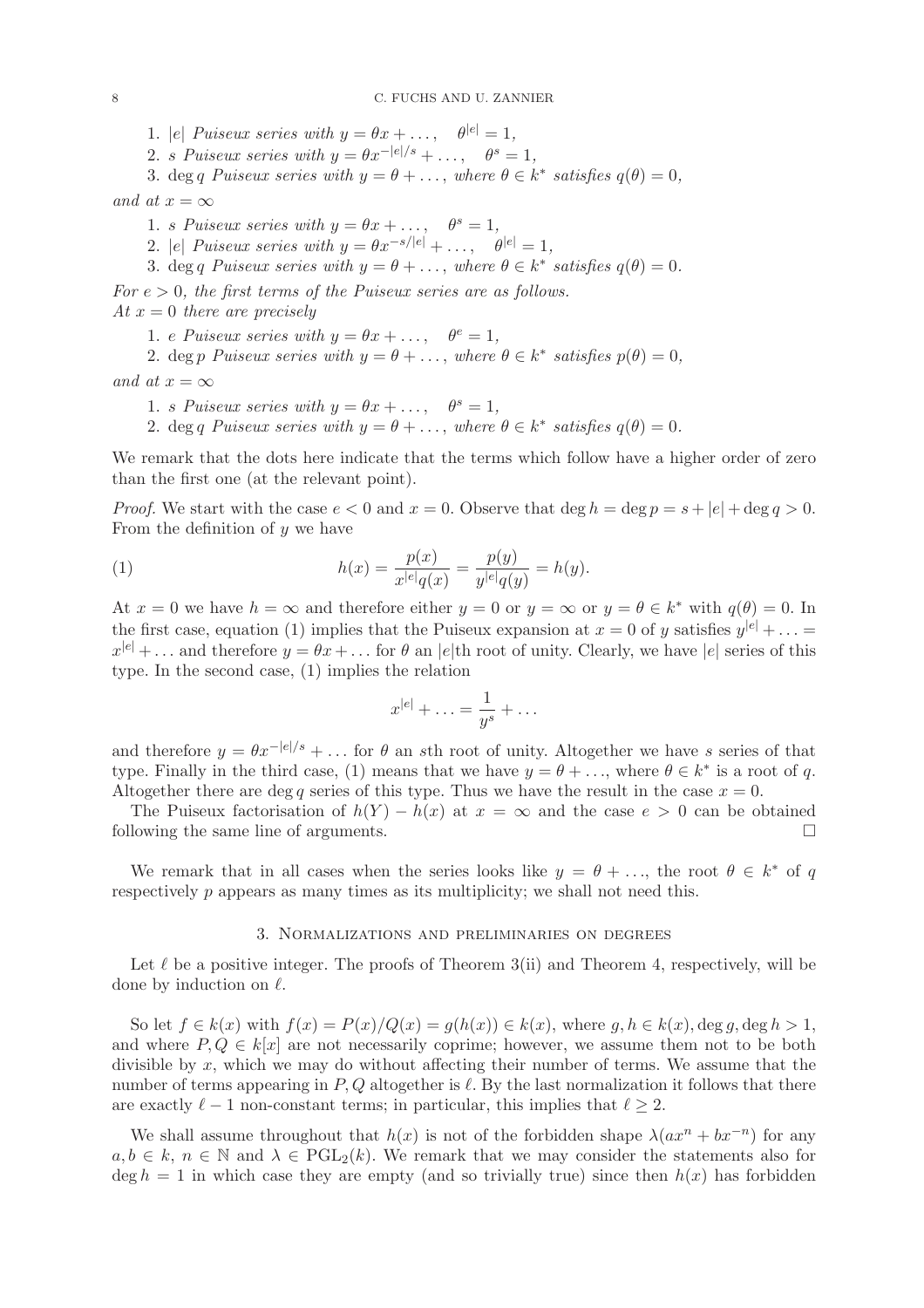1. $|e|$ *Puiseux series with* $y = \theta x + \dots, \quad \theta^{|e|} = 1,$
2. $s$ *Puiseux series with* $y = \theta x^{-|e|/s} + \dots, \quad \theta^s = 1,$
3. $\deg q$ *Puiseux series with* $y = \theta + \dots,$ *where* $\theta \in k^*$ *satisfies* $q(\theta) = 0,$

*and at* $x = \infty$

1. $s$ *Puiseux series with* $y = \theta x + \dots, \quad \theta^s = 1,$
2. $|e|$ *Puiseux series with* $y = \theta x^{-s/|e|} + \dots, \quad \theta^{|e|} = 1,$
3. $\deg q$ *Puiseux series with* $y = \theta + \dots,$ *where* $\theta \in k^*$ *satisfies* $q(\theta) = 0.$

*For* $e > 0$*, the first terms of the Puiseux series are as follows.*
*At* $x = 0$ *there are precisely*

1. $e$ *Puiseux series with* $y = \theta x + \dots, \quad \theta^e = 1,$
2. $\deg p$ *Puiseux series with* $y = \theta + \dots,$ *where* $\theta \in k^*$ *satisfies* $p(\theta) = 0,$

*and at* $x = \infty$

1. $s$ *Puiseux series with* $y = \theta x + \dots, \quad \theta^s = 1,$
2. $\deg q$ *Puiseux series with* $y = \theta + \dots,$ *where* $\theta \in k^*$ *satisfies* $q(\theta) = 0.$

We remark that the dots here indicate that the terms which follow have a higher order of zero than the first one (at the relevant point).

*Proof.* We start with the case $e < 0$ and $x = 0$. Observe that $\deg h = \deg p = s + |e| + \deg q > 0$. From the definition of $y$ we have

$$h(x) = \frac{p(x)}{x^{|e|}q(x)} = \frac{p(y)}{y^{|e|}q(y)} = h(y). \tag{1}$$

At $x = 0$ we have $h = \infty$ and therefore either $y = 0$ or $y = \infty$ or $y = \theta \in k^*$ with $q(\theta) = 0$. In the first case, equation (1) implies that the Puiseux expansion at $x = 0$ of $y$ satisfies $y^{|e|} + \dots = x^{|e|} + \dots$ and therefore $y = \theta x + \dots$ for $\theta$ an $|e|$th root of unity. Clearly, we have $|e|$ series of this type. In the second case, (1) implies the relation

$$x^{|e|} + \dots = \frac{1}{y^s} + \dots$$

and therefore $y = \theta x^{-|e|/s} + \dots$ for $\theta$ an $s$th root of unity. Altogether we have $s$ series of that type. Finally in the third case, (1) means that we have $y = \theta + \dots$, where $\theta \in k^*$ is a root of $q$. Altogether there are $\deg q$ series of this type. Thus we have the result in the case $x = 0$.

The Puiseux factorisation of $h(Y) - h(x)$ at $x = \infty$ and the case $e > 0$ can be obtained following the same line of arguments. □

We remark that in all cases when the series looks like $y = \theta + \dots$, the root $\theta \in k^*$ of $q$ respectively $p$ appears as many times as its multiplicity; we shall not need this.

## 3. Normalizations and preliminaries on degrees

Let $\ell$ be a positive integer. The proofs of Theorem 3(ii) and Theorem 4, respectively, will be done by induction on $\ell$.

So let $f \in k(x)$ with $f(x) = P(x)/Q(x) = g(h(x)) \in k(x)$, where $g, h \in k(x), \deg g, \deg h > 1$, and where $P, Q \in k[x]$ are not necessarily coprime; however, we assume them not to be both divisible by $x$, which we may do without affecting their number of terms. We assume that the number of terms appearing in $P, Q$ altogether is $\ell$. By the last normalization it follows that there are exactly $\ell - 1$ non-constant terms; in particular, this implies that $\ell \geq 2$.

We shall assume throughout that $h(x)$ is not of the forbidden shape $\lambda(ax^n + bx^{-n})$ for any $a, b \in k$, $n \in \mathbb{N}$ and $\lambda \in \mathrm{PGL}_2(k)$. We remark that we may consider the statements also for $\deg h = 1$ in which case they are empty (and so trivially true) since then $h(x)$ has forbidden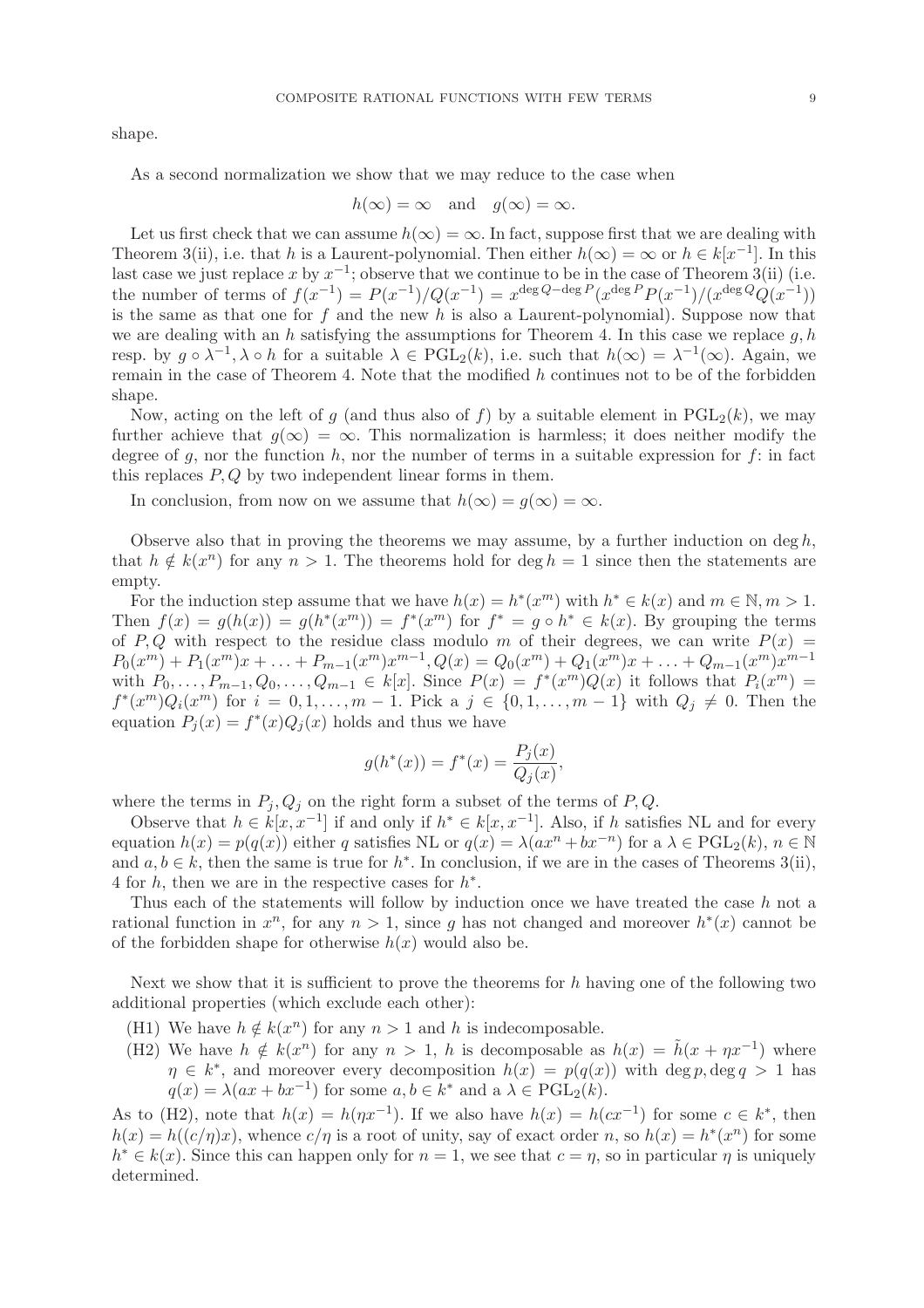shape.

As a second normalization we show that we may reduce to the case when

$$h(\infty) = \infty \quad \text{and} \quad g(\infty) = \infty.$$

Let us first check that we can assume $h(\infty) = \infty$. In fact, suppose first that we are dealing with Theorem 3(ii), i.e. that $h$ is a Laurent-polynomial. Then either $h(\infty) = \infty$ or $h \in k[x^{-1}]$. In this last case we just replace $x$ by $x^{-1}$; observe that we continue to be in the case of Theorem 3(ii) (i.e. the number of terms of $f(x^{-1}) = P(x^{-1})/Q(x^{-1}) = x^{\deg Q - \deg P}(x^{\deg P}P(x^{-1})/(x^{\deg Q}Q(x^{-1}))$ is the same as that one for $f$ and the new $h$ is also a Laurent-polynomial). Suppose now that we are dealing with an $h$ satisfying the assumptions for Theorem 4. In this case we replace $g, h$ resp. by $g \circ \lambda^{-1}, \lambda \circ h$ for a suitable $\lambda \in \mathrm{PGL}_2(k)$, i.e. such that $h(\infty) = \lambda^{-1}(\infty)$. Again, we remain in the case of Theorem 4. Note that the modified $h$ continues not to be of the forbidden shape.

Now, acting on the left of $g$ (and thus also of $f$) by a suitable element in $\mathrm{PGL}_2(k)$, we may further achieve that $g(\infty) = \infty$. This normalization is harmless; it does neither modify the degree of $g$, nor the function $h$, nor the number of terms in a suitable expression for $f$: in fact this replaces $P, Q$ by two independent linear forms in them.

In conclusion, from now on we assume that $h(\infty) = g(\infty) = \infty$.

Observe also that in proving the theorems we may assume, by a further induction on $\deg h$, that $h \notin k(x^n)$ for any $n > 1$. The theorems hold for $\deg h = 1$ since then the statements are empty.

For the induction step assume that we have $h(x) = h^*(x^m)$ with $h^* \in k(x)$ and $m \in \mathbb{N}, m > 1$. Then $f(x) = g(h(x)) = g(h^*(x^m)) = f^*(x^m)$ for $f^* = g \circ h^* \in k(x)$. By grouping the terms of $P, Q$ with respect to the residue class modulo $m$ of their degrees, we can write $P(x) = P_0(x^m) + P_1(x^m)x + \ldots + P_{m-1}(x^m)x^{m-1}, Q(x) = Q_0(x^m) + Q_1(x^m)x + \ldots + Q_{m-1}(x^m)x^{m-1}$ with $P_0, \ldots, P_{m-1}, Q_0, \ldots, Q_{m-1} \in k[x]$. Since $P(x) = f^*(x^m)Q(x)$ it follows that $P_i(x^m) = f^*(x^m)Q_i(x^m)$ for $i = 0, 1, \ldots, m-1$. Pick a $j \in \{0, 1, \ldots, m-1\}$ with $Q_j \neq 0$. Then the equation $P_j(x) = f^*(x)Q_j(x)$ holds and thus we have

$$g(h^*(x)) = f^*(x) = \frac{P_j(x)}{Q_j(x)},$$

where the terms in $P_j, Q_j$ on the right form a subset of the terms of $P, Q$.

Observe that $h \in k[x, x^{-1}]$ if and only if $h^* \in k[x, x^{-1}]$. Also, if $h$ satisfies NL and for every equation $h(x) = p(q(x))$ either $q$ satisfies NL or $q(x) = \lambda(ax^n + bx^{-n})$ for a $\lambda \in \mathrm{PGL}_2(k)$, $n \in \mathbb{N}$ and $a, b \in k$, then the same is true for $h^*$. In conclusion, if we are in the cases of Theorems 3(ii), 4 for $h$, then we are in the respective cases for $h^*$.

Thus each of the statements will follow by induction once we have treated the case $h$ not a rational function in $x^n$, for any $n > 1$, since $g$ has not changed and moreover $h^*(x)$ cannot be of the forbidden shape for otherwise $h(x)$ would also be.

Next we show that it is sufficient to prove the theorems for $h$ having one of the following two additional properties (which exclude each other):

(H1) We have $h \notin k(x^n)$ for any $n > 1$ and $h$ is indecomposable.

(H2) We have $h \notin k(x^n)$ for any $n > 1$, $h$ is decomposable as $h(x) = \tilde{h}(x + \eta x^{-1})$ where $\eta \in k^*$, and moreover every decomposition $h(x) = p(q(x))$ with $\deg p, \deg q > 1$ has $q(x) = \lambda(ax + bx^{-1})$ for some $a, b \in k^*$ and a $\lambda \in \mathrm{PGL}_2(k)$.

As to (H2), note that $h(x) = h(\eta x^{-1})$. If we also have $h(x) = h(cx^{-1})$ for some $c \in k^*$, then $h(x) = h((c/\eta)x)$, whence $c/\eta$ is a root of unity, say of exact order $n$, so $h(x) = h^*(x^n)$ for some $h^* \in k(x)$. Since this can happen only for $n = 1$, we see that $c = \eta$, so in particular $\eta$ is uniquely determined.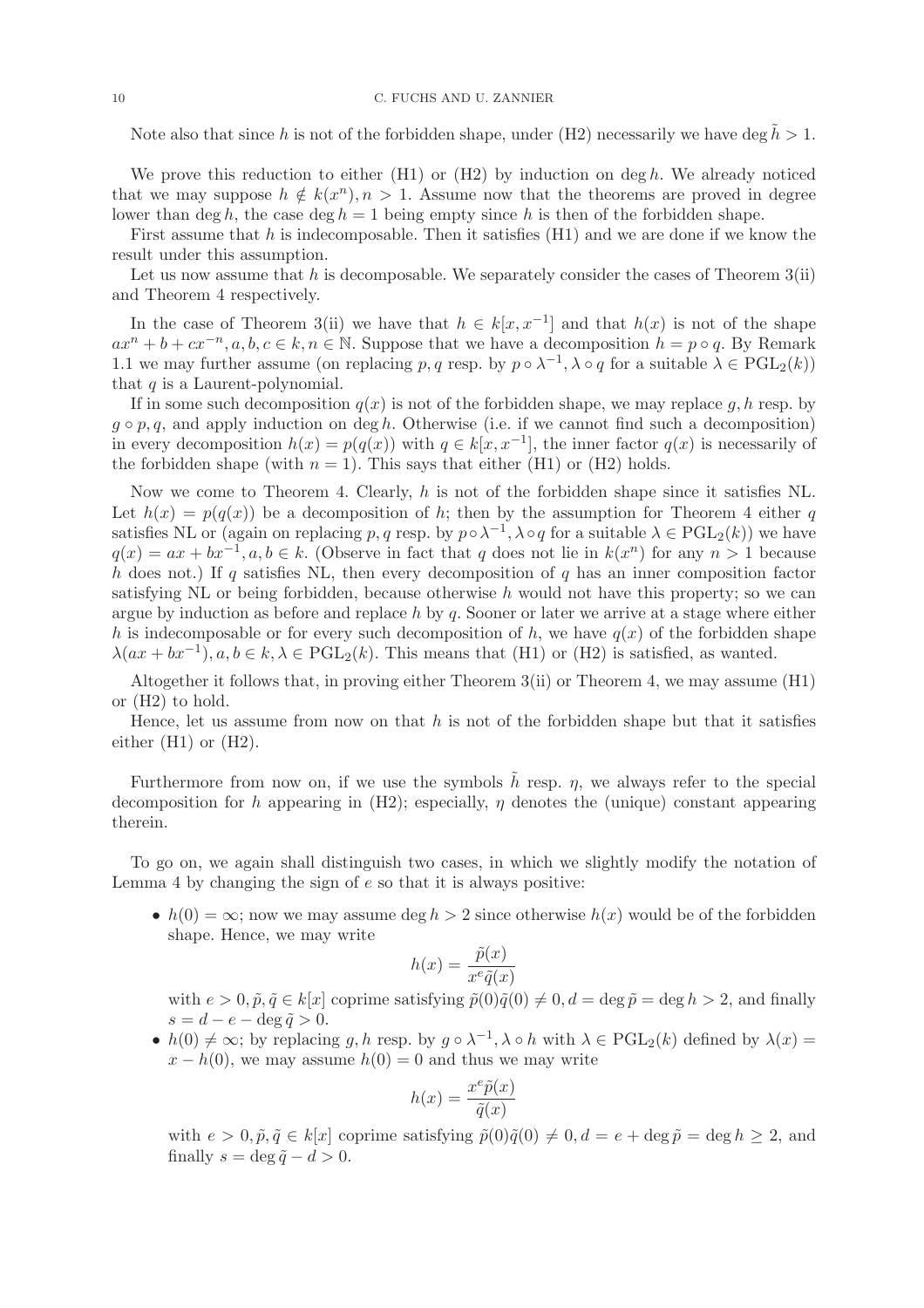Note also that since $h$ is not of the forbidden shape, under (H2) necessarily we have $\deg \tilde{h} > 1$.

We prove this reduction to either (H1) or (H2) by induction on $\deg h$. We already noticed that we may suppose $h \notin k(x^n), n > 1$. Assume now that the theorems are proved in degree lower than $\deg h$, the case $\deg h = 1$ being empty since $h$ is then of the forbidden shape.

First assume that $h$ is indecomposable. Then it satisfies (H1) and we are done if we know the result under this assumption.

Let us now assume that $h$ is decomposable. We separately consider the cases of Theorem 3(ii) and Theorem 4 respectively.

In the case of Theorem 3(ii) we have that $h \in k[x, x^{-1}]$ and that $h(x)$ is not of the shape $ax^n + b + cx^{-n}, a, b, c \in k, n \in \mathbb{N}$. Suppose that we have a decomposition $h = p \circ q$. By Remark 1.1 we may further assume (on replacing $p, q$ resp. by $p \circ \lambda^{-1}, \lambda \circ q$ for a suitable $\lambda \in \mathrm{PGL}_2(k)$) that $q$ is a Laurent-polynomial.

If in some such decomposition $q(x)$ is not of the forbidden shape, we may replace $g, h$ resp. by $g \circ p, q$, and apply induction on $\deg h$. Otherwise (i.e. if we cannot find such a decomposition) in every decomposition $h(x) = p(q(x))$ with $q \in k[x, x^{-1}]$, the inner factor $q(x)$ is necessarily of the forbidden shape (with $n = 1$). This says that either (H1) or (H2) holds.

Now we come to Theorem 4. Clearly, $h$ is not of the forbidden shape since it satisfies NL. Let $h(x) = p(q(x))$ be a decomposition of $h$; then by the assumption for Theorem 4 either $q$ satisfies NL or (again on replacing $p, q$ resp. by $p \circ \lambda^{-1}, \lambda \circ q$ for a suitable $\lambda \in \mathrm{PGL}_2(k)$) we have $q(x) = ax + bx^{-1}, a, b \in k$. (Observe in fact that $q$ does not lie in $k(x^n)$ for any $n > 1$ because $h$ does not.) If $q$ satisfies NL, then every decomposition of $q$ has an inner composition factor satisfying NL or being forbidden, because otherwise $h$ would not have this property; so we can argue by induction as before and replace $h$ by $q$. Sooner or later we arrive at a stage where either $h$ is indecomposable or for every such decomposition of $h$, we have $q(x)$ of the forbidden shape $\lambda(ax + bx^{-1}), a, b \in k, \lambda \in \mathrm{PGL}_2(k)$. This means that (H1) or (H2) is satisfied, as wanted.

Altogether it follows that, in proving either Theorem 3(ii) or Theorem 4, we may assume (H1) or (H2) to hold.

Hence, let us assume from now on that $h$ is not of the forbidden shape but that it satisfies either (H1) or (H2).

Furthermore from now on, if we use the symbols $\tilde{h}$ resp. $\eta$, we always refer to the special decomposition for $h$ appearing in (H2); especially, $\eta$ denotes the (unique) constant appearing therein.

To go on, we again shall distinguish two cases, in which we slightly modify the notation of Lemma 4 by changing the sign of $e$ so that it is always positive:

- $h(0) = \infty$; now we may assume $\deg h > 2$ since otherwise $h(x)$ would be of the forbidden shape. Hence, we may write
$$h(x) = \frac{\tilde{p}(x)}{x^e \tilde{q}(x)}$$
with $e > 0, \tilde{p}, \tilde{q} \in k[x]$ coprime satisfying $\tilde{p}(0)\tilde{q}(0) \neq 0, d = \deg \tilde{p} = \deg h > 2$, and finally $s = d - e - \deg \tilde{q} > 0$.
- $h(0) \neq \infty$; by replacing $g, h$ resp. by $g \circ \lambda^{-1}, \lambda \circ h$ with $\lambda \in \mathrm{PGL}_2(k)$ defined by $\lambda(x) = x - h(0)$, we may assume $h(0) = 0$ and thus we may write
$$h(x) = \frac{x^e \tilde{p}(x)}{\tilde{q}(x)}$$
with $e > 0, \tilde{p}, \tilde{q} \in k[x]$ coprime satisfying $\tilde{p}(0)\tilde{q}(0) \neq 0, d = e + \deg \tilde{p} = \deg h \geq 2$, and finally $s = \deg \tilde{q} - d > 0$.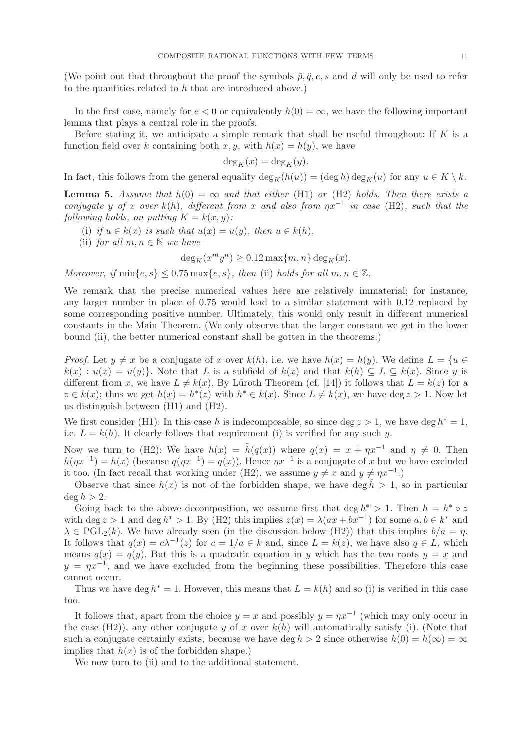(We point out that throughout the proof the symbols $\tilde{p}, \tilde{q}, e, s$ and $d$ will only be used to refer to the quantities related to $h$ that are introduced above.)

In the first case, namely for $e < 0$ or equivalently $h(0) = \infty$, we have the following important lemma that plays a central role in the proofs.

Before stating it, we anticipate a simple remark that shall be useful throughout: If $K$ is a function field over $k$ containing both $x, y$, with $h(x) = h(y)$, we have

$$\deg_K(x) = \deg_K(y).$$

In fact, this follows from the general equality $\deg_K(h(u)) = (\deg h) \deg_K(u)$ for any $u \in K \setminus k$.

**Lemma 5.** *Assume that $h(0) = \infty$ and that either* (H1) *or* (H2) *holds. Then there exists a conjugate $y$ of $x$ over $k(h)$, different from $x$ and also from $\eta x^{-1}$ in case* (H2)*, such that the following holds, on putting $K = k(x, y)$:*

(i) *if $u \in k(x)$ is such that $u(x) = u(y)$, then $u \in k(h)$,*

(ii) *for all $m, n \in \mathbb{N}$ we have*

$$\deg_K(x^m y^n) \geq 0.12 \max\{m, n\} \deg_K(x).$$

*Moreover, if $\min\{e, s\} \leq 0.75 \max\{e, s\}$, then* (ii) *holds for all $m, n \in \mathbb{Z}$.*

We remark that the precise numerical values here are relatively immaterial; for instance, any larger number in place of 0.75 would lead to a similar statement with 0.12 replaced by some corresponding positive number. Ultimately, this would only result in different numerical constants in the Main Theorem. (We only observe that the larger constant we get in the lower bound (ii), the better numerical constant shall be gotten in the theorems.)

*Proof.* Let $y \neq x$ be a conjugate of $x$ over $k(h)$, i.e. we have $h(x) = h(y)$. We define $L = \{u \in k(x) : u(x) = u(y)\}$. Note that $L$ is a subfield of $k(x)$ and that $k(h) \subseteq L \subseteq k(x)$. Since $y$ is different from $x$, we have $L \neq k(x)$. By Lüroth Theorem (cf. [14]) it follows that $L = k(z)$ for a $z \in k(x)$; thus we get $h(x) = h^*(z)$ with $h^* \in k(x)$. Since $L \neq k(x)$, we have $\deg z > 1$. Now let us distinguish between (H1) and (H2).

We first consider (H1): In this case $h$ is indecomposable, so since $\deg z > 1$, we have $\deg h^* = 1$, i.e. $L = k(h)$. It clearly follows that requirement (i) is verified for any such $y$.

Now we turn to (H2): We have $h(x) = \tilde{h}(q(x))$ where $q(x) = x + \eta x^{-1}$ and $\eta \neq 0$. Then $h(\eta x^{-1}) = h(x)$ (because $q(\eta x^{-1}) = q(x)$). Hence $\eta x^{-1}$ is a conjugate of $x$ but we have excluded it too. (In fact recall that working under (H2), we assume $y \neq x$ and $y \neq \eta x^{-1}$.)

Observe that since $h(x)$ is not of the forbidden shape, we have $\deg \tilde{h} > 1$, so in particular $\deg h > 2$.

Going back to the above decomposition, we assume first that $\deg h^* > 1$. Then $h = h^* \circ z$ with $\deg z > 1$ and $\deg h^* > 1$. By (H2) this implies $z(x) = \lambda(ax + bx^{-1})$ for some $a, b \in k^*$ and $\lambda \in \mathrm{PGL}_2(k)$. We have already seen (in the discussion below (H2)) that this implies $b/a = \eta$. It follows that $q(x) = c\lambda^{-1}(z)$ for $c = 1/a \in k$ and, since $L = k(z)$, we have also $q \in L$, which means $q(x) = q(y)$. But this is a quadratic equation in $y$ which has the two roots $y = x$ and $y = \eta x^{-1}$, and we have excluded from the beginning these possibilities. Therefore this case cannot occur.

Thus we have $\deg h^* = 1$. However, this means that $L = k(h)$ and so (i) is verified in this case too.

It follows that, apart from the choice $y = x$ and possibly $y = \eta x^{-1}$ (which may only occur in the case (H2)), any other conjugate $y$ of $x$ over $k(h)$ will automatically satisfy (i). (Note that such a conjugate certainly exists, because we have $\deg h > 2$ since otherwise $h(0) = h(\infty) = \infty$ implies that $h(x)$ is of the forbidden shape.)

We now turn to (ii) and to the additional statement.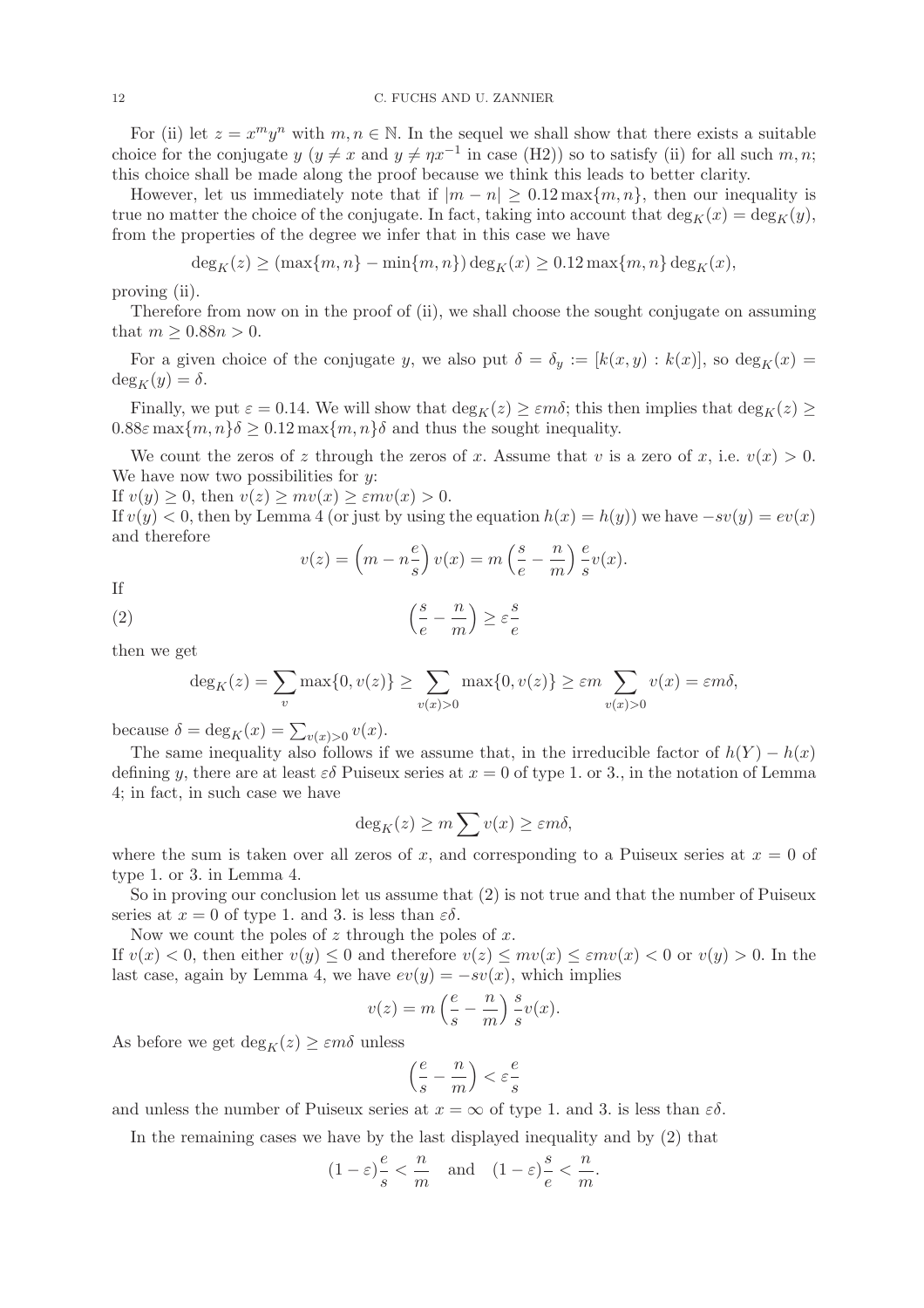For (ii) let $z = x^m y^n$ with $m, n \in \mathbb{N}$. In the sequel we shall show that there exists a suitable choice for the conjugate $y$ ($y \neq x$ and $y \neq \eta x^{-1}$ in case (H2)) so to satisfy (ii) for all such $m, n$; this choice shall be made along the proof because we think this leads to better clarity.

However, let us immediately note that if $|m - n| \geq 0.12 \max\{m, n\}$, then our inequality is true no matter the choice of the conjugate. In fact, taking into account that $\deg_K(x) = \deg_K(y)$, from the properties of the degree we infer that in this case we have

$$\deg_K(z) \geq (\max\{m, n\} - \min\{m, n\}) \deg_K(x) \geq 0.12 \max\{m, n\} \deg_K(x),$$

proving (ii).

Therefore from now on in the proof of (ii), we shall choose the sought conjugate on assuming that $m \geq 0.88n > 0$.

For a given choice of the conjugate $y$, we also put $\delta = \delta_y := [k(x, y) : k(x)]$, so $\deg_K(x) = \deg_K(y) = \delta$.

Finally, we put $\varepsilon = 0.14$. We will show that $\deg_K(z) \geq \varepsilon m \delta$; this then implies that $\deg_K(z) \geq 0.88\varepsilon \max\{m, n\}\delta \geq 0.12 \max\{m, n\}\delta$ and thus the sought inequality.

We count the zeros of $z$ through the zeros of $x$. Assume that $v$ is a zero of $x$, i.e. $v(x) > 0$. We have now two possibilities for $y$:

If $v(y) \geq 0$, then $v(z) \geq mv(x) \geq \varepsilon m v(x) > 0$.

If $v(y) < 0$, then by Lemma 4 (or just by using the equation $h(x) = h(y)$) we have $-sv(y) = ev(x)$ and therefore

$$v(z) = \left(m - n\frac{e}{s}\right) v(x) = m \left(\frac{s}{e} - \frac{n}{m}\right) \frac{e}{s} v(x).$$

If

$$\left(\frac{s}{e} - \frac{n}{m}\right) \geq \varepsilon \frac{s}{e} \tag{2}$$

then we get

$$\deg_K(z) = \sum_v \max\{0, v(z)\} \geq \sum_{v(x)>0} \max\{0, v(z)\} \geq \varepsilon m \sum_{v(x)>0} v(x) = \varepsilon m \delta,$$

because $\delta = \deg_K(x) = \sum_{v(x)>0} v(x)$.

The same inequality also follows if we assume that, in the irreducible factor of $h(Y) - h(x)$ defining $y$, there are at least $\varepsilon\delta$ Puiseux series at $x = 0$ of type 1. or 3., in the notation of Lemma 4; in fact, in such case we have

$$\deg_K(z) \geq m \sum v(x) \geq \varepsilon m \delta,$$

where the sum is taken over all zeros of $x$, and corresponding to a Puiseux series at $x = 0$ of type 1. or 3. in Lemma 4.

So in proving our conclusion let us assume that (2) is not true and that the number of Puiseux series at $x = 0$ of type 1. and 3. is less than $\varepsilon\delta$.

Now we count the poles of $z$ through the poles of $x$.

If $v(x) < 0$, then either $v(y) \leq 0$ and therefore $v(z) \leq mv(x) \leq \varepsilon m v(x) < 0$ or $v(y) > 0$. In the last case, again by Lemma 4, we have $ev(y) = -sv(x)$, which implies

$$v(z) = m \left(\frac{e}{s} - \frac{n}{m}\right) \frac{s}{s} v(x).$$

As before we get $\deg_K(z) \geq \varepsilon m \delta$ unless

$$\left(\frac{e}{s} - \frac{n}{m}\right) < \varepsilon \frac{e}{s}$$

and unless the number of Puiseux series at $x = \infty$ of type 1. and 3. is less than $\varepsilon\delta$.

In the remaining cases we have by the last displayed inequality and by (2) that

$$(1 - \varepsilon)\frac{e}{s} < \frac{n}{m} \quad \text{and} \quad (1 - \varepsilon)\frac{s}{e} < \frac{n}{m}.$$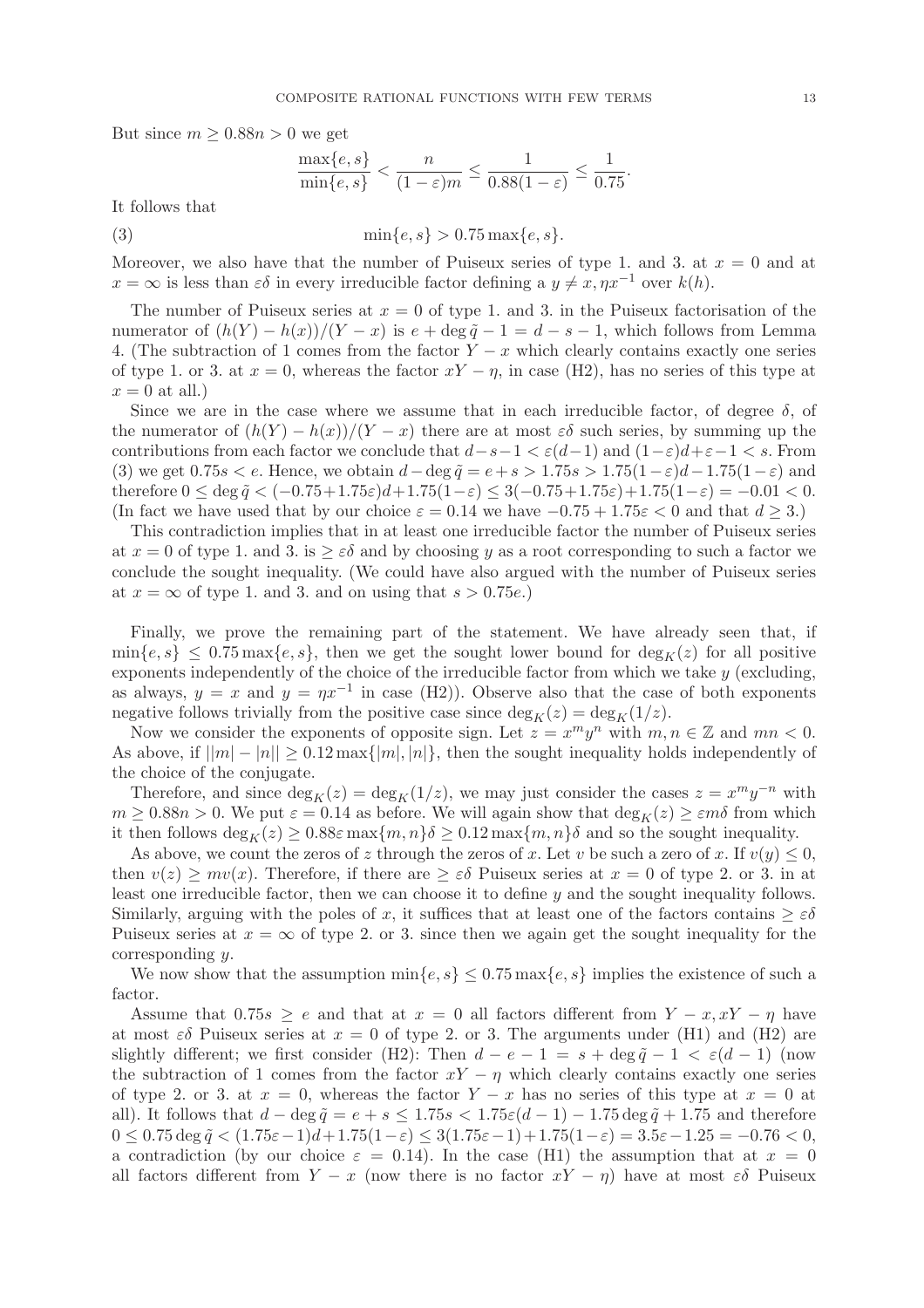But since $m \geq 0.88n > 0$ we get

$$\frac{\max\{e, s\}}{\min\{e, s\}} < \frac{n}{(1-\varepsilon)m} \leq \frac{1}{0.88(1-\varepsilon)} \leq \frac{1}{0.75}.$$

It follows that

$$\min\{e, s\} > 0.75 \max\{e, s\}. \tag{3}$$

Moreover, we also have that the number of Puiseux series of type 1. and 3. at $x = 0$ and at $x = \infty$ is less than $\varepsilon\delta$ in every irreducible factor defining a $y \neq x, \eta x^{-1}$ over $k(h)$.

The number of Puiseux series at $x = 0$ of type 1. and 3. in the Puiseux factorisation of the numerator of $(h(Y) - h(x))/(Y - x)$ is $e + \deg \tilde{q} - 1 = d - s - 1$, which follows from Lemma 4. (The subtraction of 1 comes from the factor $Y - x$ which clearly contains exactly one series of type 1. or 3. at $x = 0$, whereas the factor $xY - \eta$, in case (H2), has no series of this type at $x = 0$ at all.)

Since we are in the case where we assume that in each irreducible factor, of degree $\delta$, of the numerator of $(h(Y) - h(x))/(Y - x)$ there are at most $\varepsilon\delta$ such series, by summing up the contributions from each factor we conclude that $d - s - 1 < \varepsilon(d-1)$ and $(1-\varepsilon)d + \varepsilon - 1 < s$. From (3) we get $0.75s < e$. Hence, we obtain $d - \deg \tilde{q} = e + s > 1.75s > 1.75(1-\varepsilon)d - 1.75(1-\varepsilon)$ and therefore $0 \leq \deg \tilde{q} < (-0.75 + 1.75\varepsilon)d + 1.75(1-\varepsilon) \leq 3(-0.75 + 1.75\varepsilon) + 1.75(1-\varepsilon) = -0.01 < 0$. (In fact we have used that by our choice $\varepsilon = 0.14$ we have $-0.75 + 1.75\varepsilon < 0$ and that $d \geq 3$.)

This contradiction implies that in at least one irreducible factor the number of Puiseux series at $x = 0$ of type 1. and 3. is $\geq \varepsilon\delta$ and by choosing $y$ as a root corresponding to such a factor we conclude the sought inequality. (We could have also argued with the number of Puiseux series at $x = \infty$ of type 1. and 3. and on using that $s > 0.75e$.)

Finally, we prove the remaining part of the statement. We have already seen that, if $\min\{e, s\} \leq 0.75 \max\{e, s\}$, then we get the sought lower bound for $\deg_K(z)$ for all positive exponents independently of the choice of the irreducible factor from which we take $y$ (excluding, as always, $y = x$ and $y = \eta x^{-1}$ in case (H2)). Observe also that the case of both exponents negative follows trivially from the positive case since $\deg_K(z) = \deg_K(1/z)$.

Now we consider the exponents of opposite sign. Let $z = x^m y^n$ with $m, n \in \mathbb{Z}$ and $mn < 0$. As above, if $||m| - |n|| \geq 0.12 \max\{|m|, |n|\}$, then the sought inequality holds independently of the choice of the conjugate.

Therefore, and since $\deg_K(z) = \deg_K(1/z)$, we may just consider the cases $z = x^m y^{-n}$ with $m \geq 0.88n > 0$. We put $\varepsilon = 0.14$ as before. We will again show that $\deg_K(z) \geq \varepsilon m\delta$ from which it then follows $\deg_K(z) \geq 0.88\varepsilon \max\{m, n\}\delta \geq 0.12 \max\{m, n\}\delta$ and so the sought inequality.

As above, we count the zeros of $z$ through the zeros of $x$. Let $v$ be such a zero of $x$. If $v(y) \leq 0$, then $v(z) \geq mv(x)$. Therefore, if there are $\geq \varepsilon\delta$ Puiseux series at $x = 0$ of type 2. or 3. in at least one irreducible factor, then we can choose it to define $y$ and the sought inequality follows. Similarly, arguing with the poles of $x$, it suffices that at least one of the factors contains $\geq \varepsilon\delta$ Puiseux series at $x = \infty$ of type 2. or 3. since then we again get the sought inequality for the corresponding $y$.

We now show that the assumption $\min\{e, s\} \leq 0.75 \max\{e, s\}$ implies the existence of such a factor.

Assume that $0.75s \geq e$ and that at $x = 0$ all factors different from $Y - x, xY - \eta$ have at most $\varepsilon\delta$ Puiseux series at $x = 0$ of type 2. or 3. The arguments under (H1) and (H2) are slightly different; we first consider (H2): Then $d - e - 1 = s + \deg \tilde{q} - 1 < \varepsilon(d-1)$ (now the subtraction of 1 comes from the factor $xY - \eta$ which clearly contains exactly one series of type 2. or 3. at $x = 0$, whereas the factor $Y - x$ has no series of this type at $x = 0$ at all). It follows that $d - \deg \tilde{q} = e + s \leq 1.75s < 1.75\varepsilon(d-1) - 1.75 \deg \tilde{q} + 1.75$ and therefore $0 \leq 0.75 \deg \tilde{q} < (1.75\varepsilon - 1)d + 1.75(1-\varepsilon) \leq 3(1.75\varepsilon - 1) + 1.75(1-\varepsilon) = 3.5\varepsilon - 1.25 = -0.76 < 0$, a contradiction (by our choice $\varepsilon = 0.14$). In the case (H1) the assumption that at $x = 0$ all factors different from $Y - x$ (now there is no factor $xY - \eta$) have at most $\varepsilon\delta$ Puiseux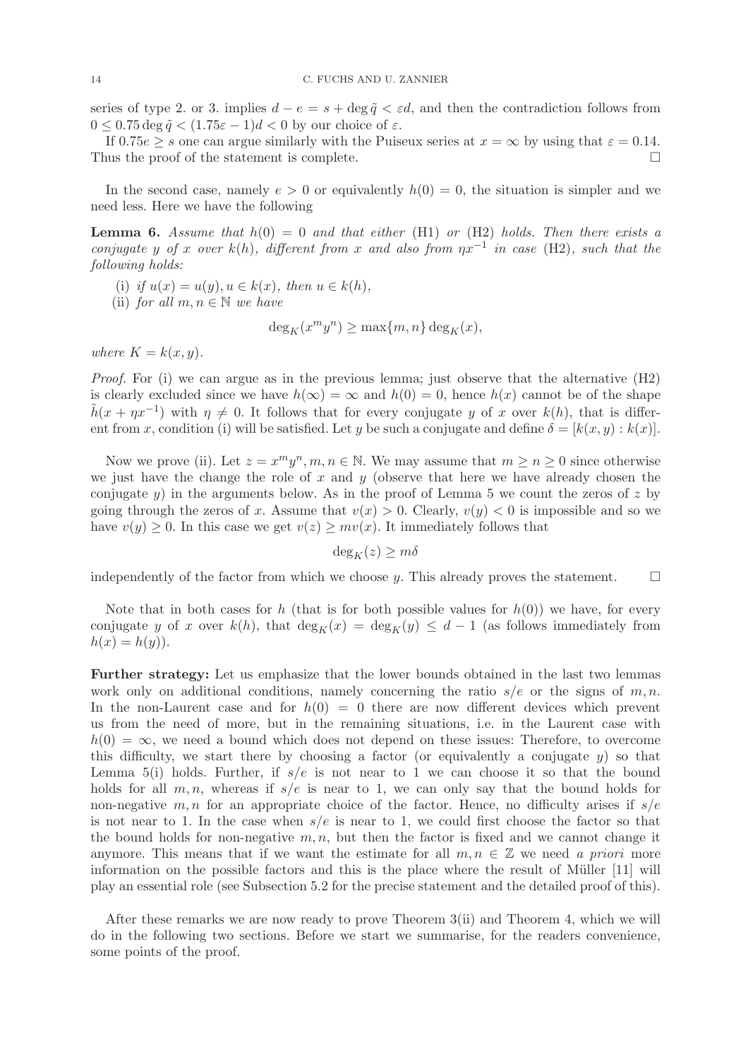series of type 2. or 3. implies $d - e = s + \deg \tilde{q} < \varepsilon d$, and then the contradiction follows from $0 \leq 0.75 \deg \tilde{q} < (1.75\varepsilon - 1)d < 0$ by our choice of $\varepsilon$.

If $0.75e \geq s$ one can argue similarly with the Puiseux series at $x = \infty$ by using that $\varepsilon = 0.14$. Thus the proof of the statement is complete. $\square$

In the second case, namely $e > 0$ or equivalently $h(0) = 0$, the situation is simpler and we need less. Here we have the following

**Lemma 6.** *Assume that $h(0) = 0$ and that either* (H1) *or* (H2) *holds. Then there exists a conjugate $y$ of $x$ over $k(h)$, different from $x$ and also from $\eta x^{-1}$ in case* (H2)*, such that the following holds:*

(i) *if $u(x) = u(y), u \in k(x)$, then $u \in k(h)$,*
(ii) *for all $m, n \in \mathbb{N}$ we have*

$$\deg_K(x^m y^n) \geq \max\{m, n\} \deg_K(x),$$

*where $K = k(x, y)$.*

*Proof.* For (i) we can argue as in the previous lemma; just observe that the alternative (H2) is clearly excluded since we have $h(\infty) = \infty$ and $h(0) = 0$, hence $h(x)$ cannot be of the shape $\tilde{h}(x + \eta x^{-1})$ with $\eta \neq 0$. It follows that for every conjugate $y$ of $x$ over $k(h)$, that is different from $x$, condition (i) will be satisfied. Let $y$ be such a conjugate and define $\delta = [k(x, y) : k(x)]$.

Now we prove (ii). Let $z = x^m y^n, m, n \in \mathbb{N}$. We may assume that $m \geq n \geq 0$ since otherwise we just have the change the role of $x$ and $y$ (observe that here we have already chosen the conjugate $y$) in the arguments below. As in the proof of Lemma 5 we count the zeros of $z$ by going through the zeros of $x$. Assume that $v(x) > 0$. Clearly, $v(y) < 0$ is impossible and so we have $v(y) \geq 0$. In this case we get $v(z) \geq mv(x)$. It immediately follows that

$$\deg_K(z) \geq m\delta$$

independently of the factor from which we choose $y$. This already proves the statement. $\square$

Note that in both cases for $h$ (that is for both possible values for $h(0)$) we have, for every conjugate $y$ of $x$ over $k(h)$, that $\deg_K(x) = \deg_K(y) \leq d - 1$ (as follows immediately from $h(x) = h(y)$).

**Further strategy:** Let us emphasize that the lower bounds obtained in the last two lemmas work only on additional conditions, namely concerning the ratio $s/e$ or the signs of $m, n$. In the non-Laurent case and for $h(0) = 0$ there are now different devices which prevent us from the need of more, but in the remaining situations, i.e. in the Laurent case with $h(0) = \infty$, we need a bound which does not depend on these issues: Therefore, to overcome this difficulty, we start there by choosing a factor (or equivalently a conjugate $y$) so that Lemma 5(i) holds. Further, if $s/e$ is not near to 1 we can choose it so that the bound holds for all $m, n$, whereas if $s/e$ is near to 1, we can only say that the bound holds for non-negative $m, n$ for an appropriate choice of the factor. Hence, no difficulty arises if $s/e$ is not near to 1. In the case when $s/e$ is near to 1, we could first choose the factor so that the bound holds for non-negative $m, n$, but then the factor is fixed and we cannot change it anymore. This means that if we want the estimate for all $m, n \in \mathbb{Z}$ we need *a priori* more information on the possible factors and this is the place where the result of Müller [11] will play an essential role (see Subsection 5.2 for the precise statement and the detailed proof of this).

After these remarks we are now ready to prove Theorem 3(ii) and Theorem 4, which we will do in the following two sections. Before we start we summarise, for the readers convenience, some points of the proof.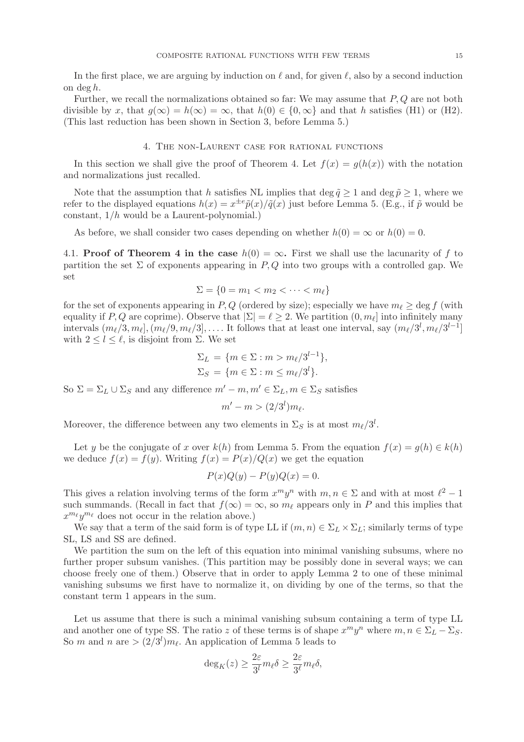In the first place, we are arguing by induction on $\ell$ and, for given $\ell$, also by a second induction on $\deg h$.

Further, we recall the normalizations obtained so far: We may assume that $P, Q$ are not both divisible by $x$, that $g(\infty) = h(\infty) = \infty$, that $h(0) \in \{0, \infty\}$ and that $h$ satisfies (H1) or (H2). (This last reduction has been shown in Section 3, before Lemma 5.)

## 4. The non-Laurent case for rational functions

In this section we shall give the proof of Theorem 4. Let $f(x) = g(h(x))$ with the notation and normalizations just recalled.

Note that the assumption that $h$ satisfies NL implies that $\deg \tilde{q} \geq 1$ and $\deg \tilde{p} \geq 1$, where we refer to the displayed equations $h(x) = x^{\pm e}\tilde{p}(x)/\tilde{q}(x)$ just before Lemma 5. (E.g., if $\tilde{p}$ would be constant, $1/h$ would be a Laurent-polynomial.)

As before, we shall consider two cases depending on whether $h(0) = \infty$ or $h(0) = 0$.

**4.1. Proof of Theorem 4 in the case $h(0) = \infty$.** First we shall use the lacunarity of $f$ to partition the set $\Sigma$ of exponents appearing in $P, Q$ into two groups with a controlled gap. We set

$$\Sigma = \{0 = m_1 < m_2 < \cdots < m_\ell\}$$

for the set of exponents appearing in $P, Q$ (ordered by size); especially we have $m_\ell \geq \deg f$ (with equality if $P, Q$ are coprime). Observe that $|\Sigma| = \ell \geq 2$. We partition $(0, m_\ell]$ into infinitely many intervals $(m_\ell/3, m_\ell], (m_\ell/9, m_\ell/3], \ldots$. It follows that at least one interval, say $(m_\ell/3^l, m_\ell/3^{l-1}]$ with $2 \leq l \leq \ell$, is disjoint from $\Sigma$. We set

$$\Sigma_L = \{m \in \Sigma : m > m_\ell/3^{l-1}\},$$
$$\Sigma_S = \{m \in \Sigma : m \leq m_\ell/3^l\}.$$

So $\Sigma = \Sigma_L \cup \Sigma_S$ and any difference $m' - m, m' \in \Sigma_L, m \in \Sigma_S$ satisfies

$$m' - m > (2/3^l)m_\ell.$$

Moreover, the difference between any two elements in $\Sigma_S$ is at most $m_\ell/3^l$.

Let $y$ be the conjugate of $x$ over $k(h)$ from Lemma 5. From the equation $f(x) = g(h) \in k(h)$ we deduce $f(x) = f(y)$. Writing $f(x) = P(x)/Q(x)$ we get the equation

$$P(x)Q(y) - P(y)Q(x) = 0.$$

This gives a relation involving terms of the form $x^m y^n$ with $m, n \in \Sigma$ and with at most $\ell^2 - 1$ such summands. (Recall in fact that $f(\infty) = \infty$, so $m_\ell$ appears only in $P$ and this implies that $x^{m_\ell}y^{m_\ell}$ does not occur in the relation above.)

We say that a term of the said form is of type LL if $(m, n) \in \Sigma_L \times \Sigma_L$; similarly terms of type SL, LS and SS are defined.

We partition the sum on the left of this equation into minimal vanishing subsums, where no further proper subsum vanishes. (This partition may be possibly done in several ways; we can choose freely one of them.) Observe that in order to apply Lemma 2 to one of these minimal vanishing subsums we first have to normalize it, on dividing by one of the terms, so that the constant term 1 appears in the sum.

Let us assume that there is such a minimal vanishing subsum containing a term of type LL and another one of type SS. The ratio $z$ of these terms is of shape $x^m y^n$ where $m, n \in \Sigma_L - \Sigma_S$. So $m$ and $n$ are $> (2/3^l)m_\ell$. An application of Lemma 5 leads to

$$\deg_K(z) \geq \frac{2\varepsilon}{3^l} m_\ell \delta \geq \frac{2\varepsilon}{3^\ell} m_\ell \delta,$$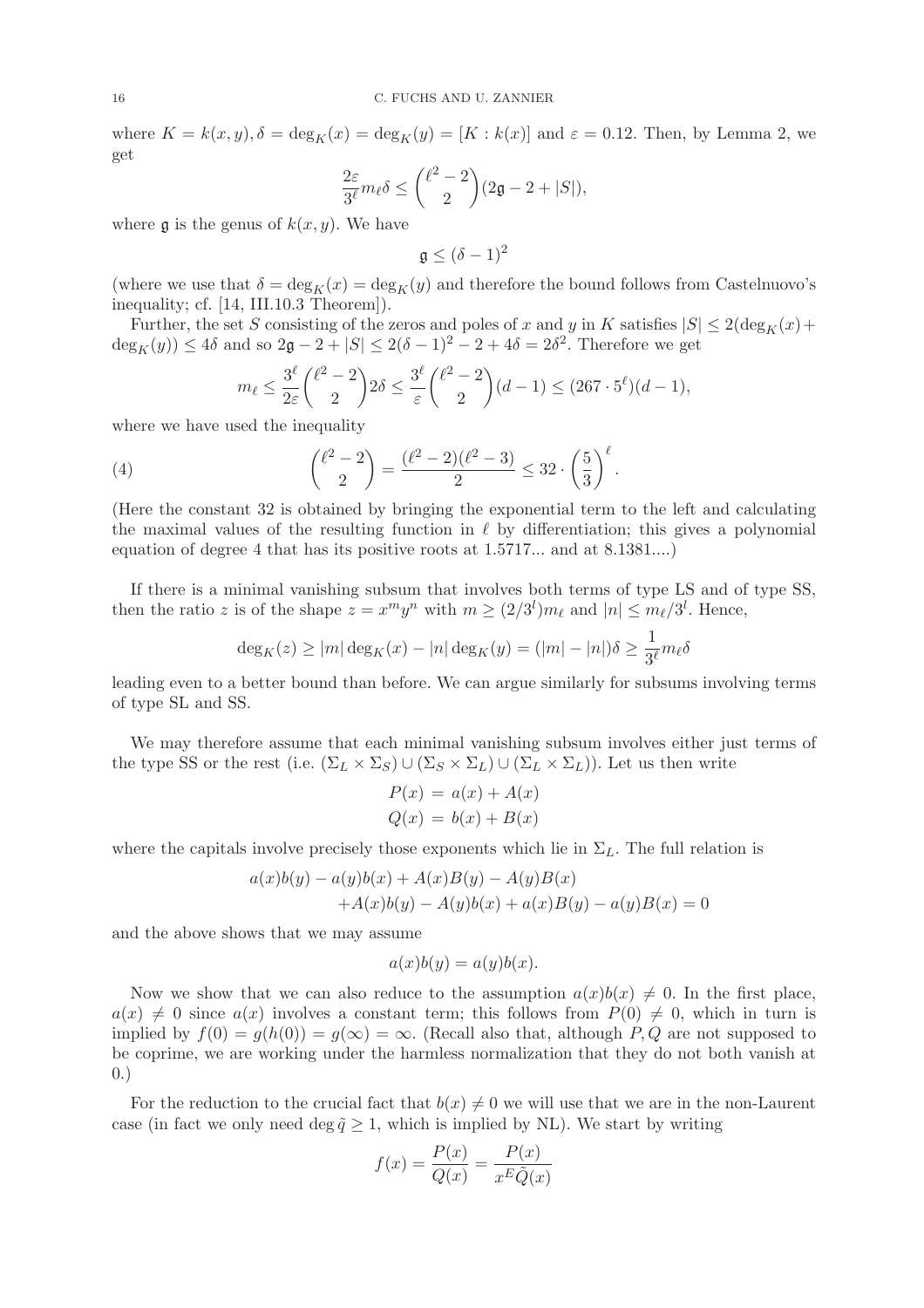where $K = k(x, y), \delta = \deg_K(x) = \deg_K(y) = [K : k(x)]$ and $\varepsilon = 0.12$. Then, by Lemma 2, we get

$$\frac{2\varepsilon}{3^\ell} m_\ell \delta \leq \binom{\ell^2 - 2}{2}(2\mathfrak{g} - 2 + |S|),$$

where $\mathfrak{g}$ is the genus of $k(x, y)$. We have

$$\mathfrak{g} \leq (\delta - 1)^2$$

(where we use that $\delta = \deg_K(x) = \deg_K(y)$ and therefore the bound follows from Castelnuovo's inequality; cf. [14, III.10.3 Theorem]).

Further, the set $S$ consisting of the zeros and poles of $x$ and $y$ in $K$ satisfies $|S| \leq 2(\deg_K(x) + \deg_K(y)) \leq 4\delta$ and so $2\mathfrak{g} - 2 + |S| \leq 2(\delta - 1)^2 - 2 + 4\delta = 2\delta^2$. Therefore we get

$$m_\ell \leq \frac{3^\ell}{2\varepsilon}\binom{\ell^2 - 2}{2} 2\delta \leq \frac{3^\ell}{\varepsilon}\binom{\ell^2 - 2}{2}(d - 1) \leq (267 \cdot 5^\ell)(d - 1),$$

where we have used the inequality

$$\binom{\ell^2 - 2}{2} = \frac{(\ell^2 - 2)(\ell^2 - 3)}{2} \leq 32 \cdot \left(\frac{5}{3}\right)^\ell. \tag{4}$$

(Here the constant 32 is obtained by bringing the exponential term to the left and calculating the maximal values of the resulting function in $\ell$ by differentiation; this gives a polynomial equation of degree 4 that has its positive roots at 1.5717... and at 8.1381....)

If there is a minimal vanishing subsum that involves both terms of type LS and of type SS, then the ratio $z$ is of the shape $z = x^m y^n$ with $m \geq (2/3^l)m_\ell$ and $|n| \leq m_\ell/3^l$. Hence,

$$\deg_K(z) \geq |m| \deg_K(x) - |n| \deg_K(y) = (|m| - |n|)\delta \geq \frac{1}{3^\ell} m_\ell \delta$$

leading even to a better bound than before. We can argue similarly for subsums involving terms of type SL and SS.

We may therefore assume that each minimal vanishing subsum involves either just terms of the type SS or the rest (i.e. $(\Sigma_L \times \Sigma_S) \cup (\Sigma_S \times \Sigma_L) \cup (\Sigma_L \times \Sigma_L)$). Let us then write

$$\begin{aligned} P(x) &= a(x) + A(x) \\ Q(x) &= b(x) + B(x) \end{aligned}$$

where the capitals involve precisely those exponents which lie in $\Sigma_L$. The full relation is

$$\begin{aligned} &a(x)b(y) - a(y)b(x) + A(x)B(y) - A(y)B(x) \\ &\quad + A(x)b(y) - A(y)b(x) + a(x)B(y) - a(y)B(x) = 0 \end{aligned}$$

and the above shows that we may assume

$$a(x)b(y) = a(y)b(x).$$

Now we show that we can also reduce to the assumption $a(x)b(x) \neq 0$. In the first place, $a(x) \neq 0$ since $a(x)$ involves a constant term; this follows from $P(0) \neq 0$, which in turn is implied by $f(0) = g(h(0)) = g(\infty) = \infty$. (Recall also that, although $P, Q$ are not supposed to be coprime, we are working under the harmless normalization that they do not both vanish at 0.)

For the reduction to the crucial fact that $b(x) \neq 0$ we will use that we are in the non-Laurent case (in fact we only need $\deg \tilde{q} \geq 1$, which is implied by NL). We start by writing

$$f(x) = \frac{P(x)}{Q(x)} = \frac{P(x)}{x^E \tilde{Q}(x)}$$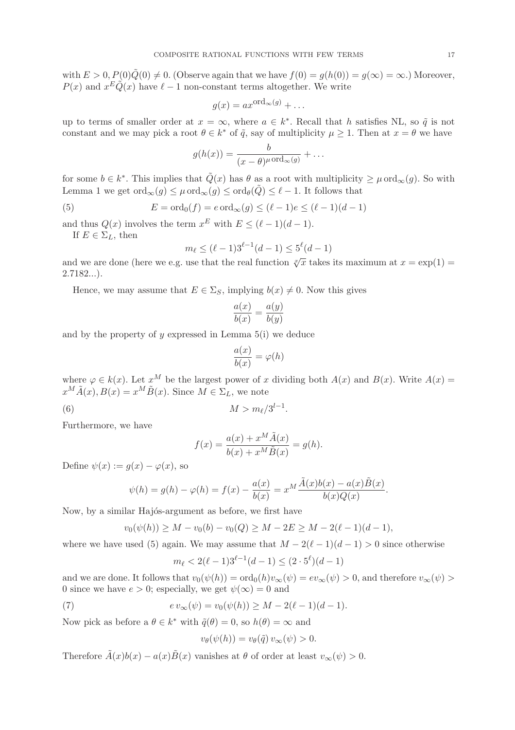with $E > 0, P(0)\tilde{Q}(0) \neq 0$. (Observe again that we have $f(0) = g(h(0)) = g(\infty) = \infty$.) Moreover, $P(x)$ and $x^E\tilde{Q}(x)$ have $\ell - 1$ non-constant terms altogether. We write

$$g(x) = ax^{\mathrm{ord}_\infty(g)} + \dots$$

up to terms of smaller order at $x = \infty$, where $a \in k^*$. Recall that $h$ satisfies NL, so $\tilde{q}$ is not constant and we may pick a root $\theta \in k^*$ of $\tilde{q}$, say of multiplicity $\mu \geq 1$. Then at $x = \theta$ we have

$$g(h(x)) = \frac{b}{(x-\theta)^{\mu\,\mathrm{ord}_\infty(g)}} + \dots$$

for some $b \in k^*$. This implies that $\tilde{Q}(x)$ has $\theta$ as a root with multiplicity $\geq \mu\,\mathrm{ord}_\infty(g)$. So with Lemma 1 we get $\mathrm{ord}_\infty(g) \leq \mu\,\mathrm{ord}_\infty(g) \leq \mathrm{ord}_\theta(\tilde{Q}) \leq \ell - 1$. It follows that

$$E = \mathrm{ord}_0(f) = e\,\mathrm{ord}_\infty(g) \leq (\ell-1)e \leq (\ell-1)(d-1) \tag{5}$$

and thus $Q(x)$ involves the term $x^E$ with $E \leq (\ell-1)(d-1)$.

If $E \in \Sigma_L$, then

$$m_\ell \leq (\ell-1)3^{\ell-1}(d-1) \leq 5^\ell(d-1)$$

and we are done (here we e.g. use that the real function $\sqrt[x]{x}$ takes its maximum at $x = \exp(1) = 2.7182...$).

Hence, we may assume that $E \in \Sigma_S$, implying $b(x) \neq 0$. Now this gives

$$\frac{a(x)}{b(x)} = \frac{a(y)}{b(y)}$$

and by the property of $y$ expressed in Lemma 5(i) we deduce

$$\frac{a(x)}{b(x)} = \varphi(h)$$

where $\varphi \in k(x)$. Let $x^M$ be the largest power of $x$ dividing both $A(x)$ and $B(x)$. Write $A(x) = x^M\tilde{A}(x), B(x) = x^M\tilde{B}(x)$. Since $M \in \Sigma_L$, we note

$$M > m_\ell/3^{l-1}. \tag{6}$$

Furthermore, we have

$$f(x) = \frac{a(x) + x^M\tilde{A}(x)}{b(x) + x^M\tilde{B}(x)} = g(h).$$

Define $\psi(x) := g(x) - \varphi(x)$, so

$$\psi(h) = g(h) - \varphi(h) = f(x) - \frac{a(x)}{b(x)} = x^M\frac{\tilde{A}(x)b(x) - a(x)\tilde{B}(x)}{b(x)Q(x)}.$$

Now, by a similar Hajós-argument as before, we first have

$$v_0(\psi(h)) \geq M - v_0(b) - v_0(Q) \geq M - 2E \geq M - 2(\ell-1)(d-1),$$

where we have used (5) again. We may assume that $M - 2(\ell-1)(d-1) > 0$ since otherwise

$$m_\ell < 2(\ell-1)3^{\ell-1}(d-1) \leq (2\cdot 5^\ell)(d-1)$$

and we are done. It follows that $v_0(\psi(h)) = \mathrm{ord}_0(h)v_\infty(\psi) = ev_\infty(\psi) > 0$, and therefore $v_\infty(\psi) > 0$ since we have $e > 0$; especially, we get $\psi(\infty) = 0$ and

$$e\,v_\infty(\psi) = v_0(\psi(h)) \geq M - 2(\ell-1)(d-1). \tag{7}$$

Now pick as before a $\theta \in k^*$ with $\tilde{q}(\theta) = 0$, so $h(\theta) = \infty$ and

$$v_\theta(\psi(h)) = v_\theta(\tilde{q})\,v_\infty(\psi) > 0.$$

Therefore $\tilde{A}(x)b(x) - a(x)\tilde{B}(x)$ vanishes at $\theta$ of order at least $v_\infty(\psi) > 0$.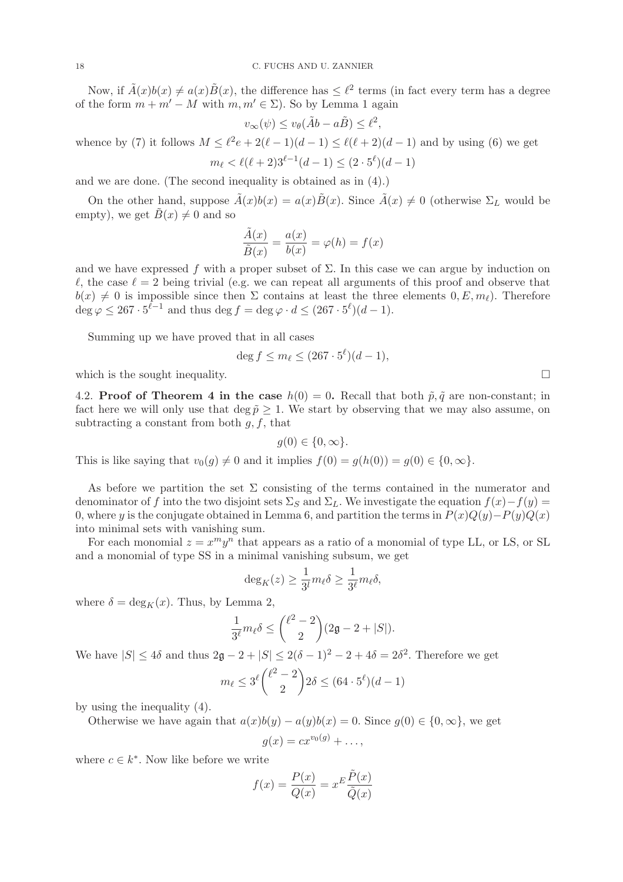Now, if $\tilde{A}(x)b(x) \neq a(x)\tilde{B}(x)$, the difference has $\leq \ell^2$ terms (in fact every term has a degree of the form $m + m' - M$ with $m, m' \in \Sigma$). So by Lemma 1 again

$$v_\infty(\psi) \leq v_\theta(\tilde{A}b - a\tilde{B}) \leq \ell^2,$$

whence by (7) it follows $M \leq \ell^2 e + 2(\ell - 1)(d - 1) \leq \ell(\ell + 2)(d - 1)$ and by using (6) we get

$$m_\ell < \ell(\ell + 2)3^{\ell-1}(d - 1) \leq (2 \cdot 5^\ell)(d - 1)$$

and we are done. (The second inequality is obtained as in (4).)

On the other hand, suppose $\tilde{A}(x)b(x) = a(x)\tilde{B}(x)$. Since $\tilde{A}(x) \neq 0$ (otherwise $\Sigma_L$ would be empty), we get $\tilde{B}(x) \neq 0$ and so

$$\frac{\tilde{A}(x)}{\tilde{B}(x)} = \frac{a(x)}{b(x)} = \varphi(h) = f(x)$$

and we have expressed $f$ with a proper subset of $\Sigma$. In this case we can argue by induction on $\ell$, the case $\ell = 2$ being trivial (e.g. we can repeat all arguments of this proof and observe that $b(x) \neq 0$ is impossible since then $\Sigma$ contains at least the three elements $0, E, m_\ell$). Therefore $\deg \varphi \leq 267 \cdot 5^{\ell-1}$ and thus $\deg f = \deg \varphi \cdot d \leq (267 \cdot 5^\ell)(d - 1)$.

Summing up we have proved that in all cases

$$\deg f \leq m_\ell \leq (267 \cdot 5^\ell)(d - 1),$$

which is the sought inequality. □

**4.2. Proof of Theorem 4 in the case $h(0) = 0$.** Recall that both $\tilde{p}, \tilde{q}$ are non-constant; in fact here we will only use that $\deg \tilde{p} \geq 1$. We start by observing that we may also assume, on subtracting a constant from both $g, f$, that

$$g(0) \in \{0, \infty\}.$$

This is like saying that $v_0(g) \neq 0$ and it implies $f(0) = g(h(0)) = g(0) \in \{0, \infty\}$.

As before we partition the set $\Sigma$ consisting of the terms contained in the numerator and denominator of $f$ into the two disjoint sets $\Sigma_S$ and $\Sigma_L$. We investigate the equation $f(x) - f(y) = 0$, where $y$ is the conjugate obtained in Lemma 6, and partition the terms in $P(x)Q(y) - P(y)Q(x)$ into minimal sets with vanishing sum.

For each monomial $z = x^m y^n$ that appears as a ratio of a monomial of type LL, or LS, or SL and a monomial of type SS in a minimal vanishing subsum, we get

$$\deg_K(z) \geq \frac{1}{3^l} m_\ell \delta \geq \frac{1}{3^\ell} m_\ell \delta,$$

where $\delta = \deg_K(x)$. Thus, by Lemma 2,

$$\frac{1}{3^\ell} m_\ell \delta \leq \binom{\ell^2 - 2}{2}(2\mathfrak{g} - 2 + |S|).$$

We have $|S| \leq 4\delta$ and thus $2\mathfrak{g} - 2 + |S| \leq 2(\delta - 1)^2 - 2 + 4\delta = 2\delta^2$. Therefore we get

$$m_\ell \leq 3^\ell \binom{\ell^2 - 2}{2} 2\delta \leq (64 \cdot 5^\ell)(d - 1)$$

by using the inequality (4).

Otherwise we have again that $a(x)b(y) - a(y)b(x) = 0$. Since $g(0) \in \{0, \infty\}$, we get

$$g(x) = cx^{v_0(g)} + \ldots,$$

where $c \in k^*$. Now like before we write

$$f(x) = \frac{P(x)}{Q(x)} = x^E \frac{\tilde{P}(x)}{\tilde{Q}(x)}$$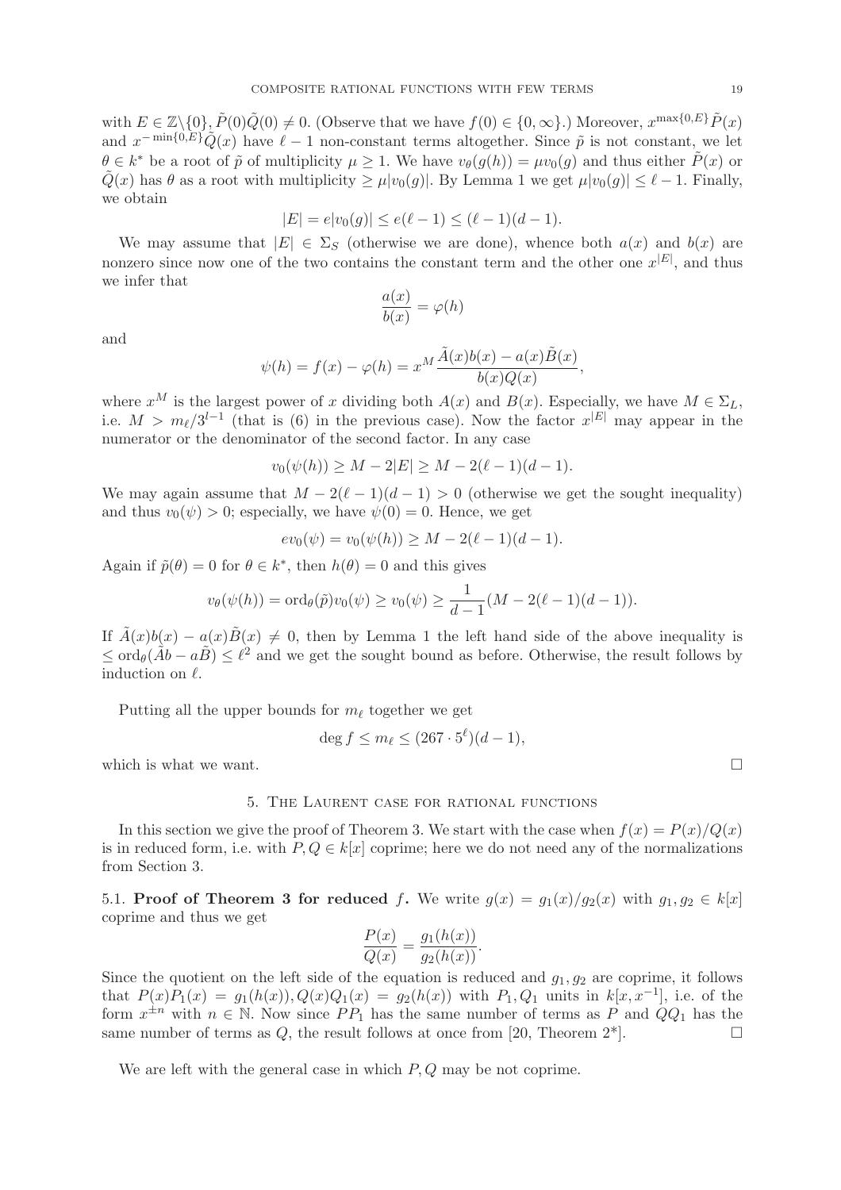with $E \in \mathbb{Z}\backslash\{0\}$, $\tilde{P}(0)\tilde{Q}(0) \neq 0$. (Observe that we have $f(0) \in \{0, \infty\}$.) Moreover, $x^{\max\{0,E\}}\tilde{P}(x)$ and $x^{-\min\{0,E\}}\tilde{Q}(x)$ have $\ell - 1$ non-constant terms altogether. Since $\tilde{p}$ is not constant, we let $\theta \in k^*$ be a root of $\tilde{p}$ of multiplicity $\mu \geq 1$. We have $v_\theta(g(h)) = \mu v_0(g)$ and thus either $\tilde{P}(x)$ or $\tilde{Q}(x)$ has $\theta$ as a root with multiplicity $\geq \mu|v_0(g)|$. By Lemma 1 we get $\mu|v_0(g)| \leq \ell - 1$. Finally, we obtain

$$|E| = e|v_0(g)| \leq e(\ell - 1) \leq (\ell - 1)(d - 1).$$

We may assume that $|E| \in \Sigma_S$ (otherwise we are done), whence both $a(x)$ and $b(x)$ are nonzero since now one of the two contains the constant term and the other one $x^{|E|}$, and thus we infer that

$$\frac{a(x)}{b(x)} = \varphi(h)$$

and

$$\psi(h) = f(x) - \varphi(h) = x^M \frac{\tilde{A}(x)b(x) - a(x)\tilde{B}(x)}{b(x)Q(x)},$$

where $x^M$ is the largest power of $x$ dividing both $A(x)$ and $B(x)$. Especially, we have $M \in \Sigma_L$, i.e. $M > m_\ell/3^{l-1}$ (that is (6) in the previous case). Now the factor $x^{|E|}$ may appear in the numerator or the denominator of the second factor. In any case

$$v_0(\psi(h)) \geq M - 2|E| \geq M - 2(\ell - 1)(d - 1).$$

We may again assume that $M - 2(\ell - 1)(d - 1) > 0$ (otherwise we get the sought inequality) and thus $v_0(\psi) > 0$; especially, we have $\psi(0) = 0$. Hence, we get

$$e v_0(\psi) = v_0(\psi(h)) \geq M - 2(\ell - 1)(d - 1).$$

Again if $\tilde{p}(\theta) = 0$ for $\theta \in k^*$, then $h(\theta) = 0$ and this gives

$$v_\theta(\psi(h)) = \operatorname{ord}_\theta(\tilde{p})v_0(\psi) \geq v_0(\psi) \geq \frac{1}{d-1}(M - 2(\ell - 1)(d - 1)).$$

If $\tilde{A}(x)b(x) - a(x)\tilde{B}(x) \neq 0$, then by Lemma 1 the left hand side of the above inequality is $\leq \operatorname{ord}_\theta(\tilde{A}b - a\tilde{B}) \leq \ell^2$ and we get the sought bound as before. Otherwise, the result follows by induction on $\ell$.

Putting all the upper bounds for $m_\ell$ together we get

$$\deg f \leq m_\ell \leq (267 \cdot 5^\ell)(d - 1),$$

which is what we want. $\square$

## 5. The Laurent case for rational functions

In this section we give the proof of Theorem 3. We start with the case when $f(x) = P(x)/Q(x)$ is in reduced form, i.e. with $P, Q \in k[x]$ coprime; here we do not need any of the normalizations from Section 3.

5.1. **Proof of Theorem 3 for reduced $f$.** We write $g(x) = g_1(x)/g_2(x)$ with $g_1, g_2 \in k[x]$ coprime and thus we get

$$\frac{P(x)}{Q(x)} = \frac{g_1(h(x))}{g_2(h(x))}.$$

Since the quotient on the left side of the equation is reduced and $g_1, g_2$ are coprime, it follows that $P(x)P_1(x) = g_1(h(x)), Q(x)Q_1(x) = g_2(h(x))$ with $P_1, Q_1$ units in $k[x, x^{-1}]$, i.e. of the form $x^{\pm n}$ with $n \in \mathbb{N}$. Now since $PP_1$ has the same number of terms as $P$ and $QQ_1$ has the same number of terms as $Q$, the result follows at once from [20, Theorem 2*]. $\square$

We are left with the general case in which $P, Q$ may be not coprime.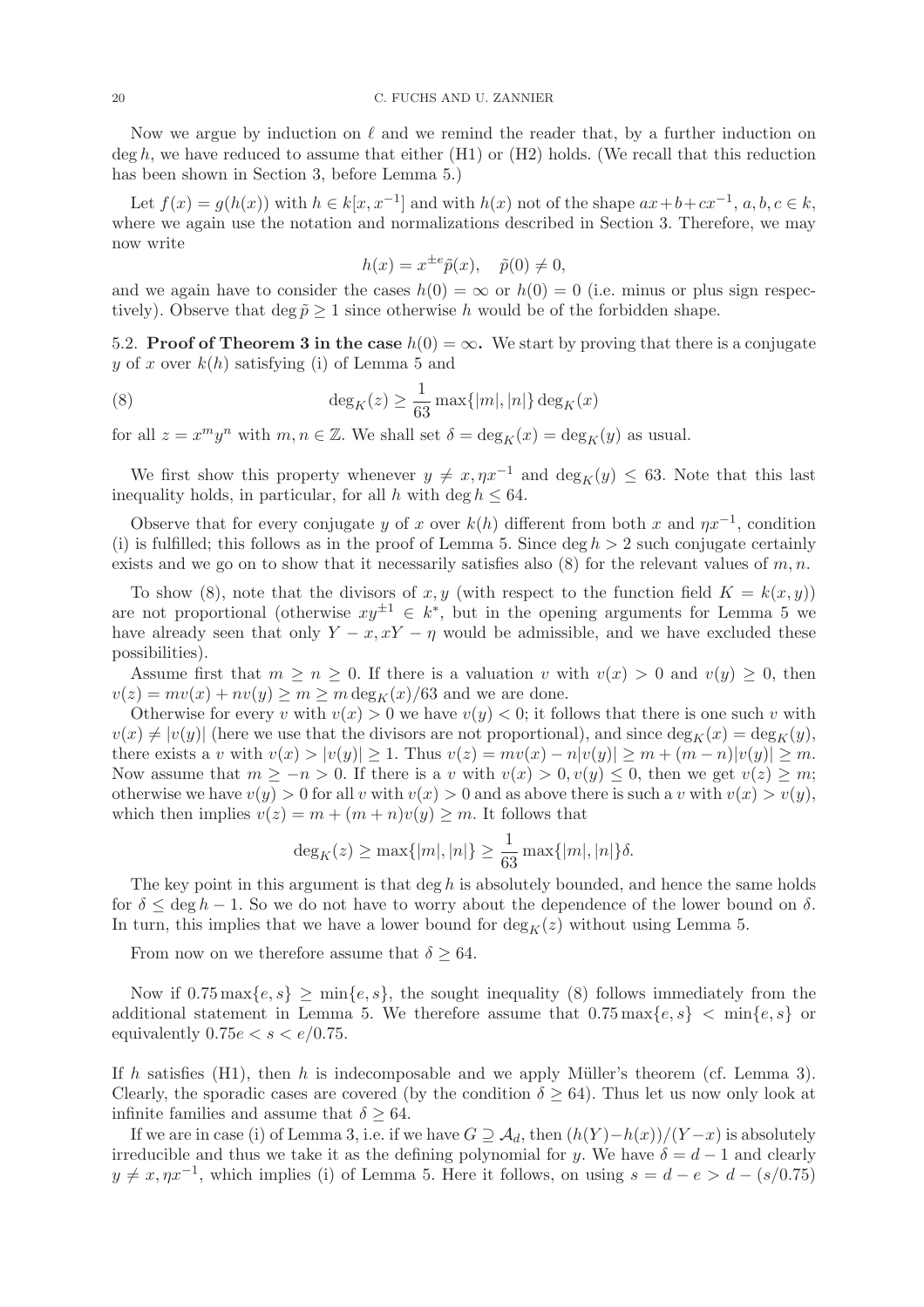Now we argue by induction on $\ell$ and we remind the reader that, by a further induction on $\deg h$, we have reduced to assume that either (H1) or (H2) holds. (We recall that this reduction has been shown in Section 3, before Lemma 5.)

Let $f(x) = g(h(x))$ with $h \in k[x, x^{-1}]$ and with $h(x)$ not of the shape $ax+b+cx^{-1}$, $a, b, c \in k$, where we again use the notation and normalizations described in Section 3. Therefore, we may now write

$$h(x) = x^{\pm e}\tilde{p}(x), \quad \tilde{p}(0) \neq 0,$$

and we again have to consider the cases $h(0) = \infty$ or $h(0) = 0$ (i.e. minus or plus sign respectively). Observe that $\deg \tilde{p} \geq 1$ since otherwise $h$ would be of the forbidden shape.

**5.2. Proof of Theorem 3 in the case $h(0) = \infty$.** We start by proving that there is a conjugate $y$ of $x$ over $k(h)$ satisfying (i) of Lemma 5 and

$$\deg_K(z) \geq \frac{1}{63}\max\{|m|, |n|\}\deg_K(x) \tag{8}$$

for all $z = x^m y^n$ with $m, n \in \mathbb{Z}$. We shall set $\delta = \deg_K(x) = \deg_K(y)$ as usual.

We first show this property whenever $y \neq x, \eta x^{-1}$ and $\deg_K(y) \leq 63$. Note that this last inequality holds, in particular, for all $h$ with $\deg h \leq 64$.

Observe that for every conjugate $y$ of $x$ over $k(h)$ different from both $x$ and $\eta x^{-1}$, condition (i) is fulfilled; this follows as in the proof of Lemma 5. Since $\deg h > 2$ such conjugate certainly exists and we go on to show that it necessarily satisfies also (8) for the relevant values of $m, n$.

To show (8), note that the divisors of $x, y$ (with respect to the function field $K = k(x, y)$) are not proportional (otherwise $xy^{\pm 1} \in k^*$, but in the opening arguments for Lemma 5 we have already seen that only $Y - x, xY - \eta$ would be admissible, and we have excluded these possibilities).

Assume first that $m \geq n \geq 0$. If there is a valuation $v$ with $v(x) > 0$ and $v(y) \geq 0$, then $v(z) = mv(x) + nv(y) \geq m \geq m\deg_K(x)/63$ and we are done.

Otherwise for every $v$ with $v(x) > 0$ we have $v(y) < 0$; it follows that there is one such $v$ with $v(x) \neq |v(y)|$ (here we use that the divisors are not proportional), and since $\deg_K(x) = \deg_K(y)$, there exists a $v$ with $v(x) > |v(y)| \geq 1$. Thus $v(z) = mv(x) - n|v(y)| \geq m + (m-n)|v(y)| \geq m$. Now assume that $m \geq -n > 0$. If there is a $v$ with $v(x) > 0, v(y) \leq 0$, then we get $v(z) \geq m$; otherwise we have $v(y) > 0$ for all $v$ with $v(x) > 0$ and as above there is such a $v$ with $v(x) > v(y)$, which then implies $v(z) = m + (m+n)v(y) \geq m$. It follows that

$$\deg_K(z) \geq \max\{|m|, |n|\} \geq \frac{1}{63}\max\{|m|, |n|\}\delta.$$

The key point in this argument is that $\deg h$ is absolutely bounded, and hence the same holds for $\delta \leq \deg h - 1$. So we do not have to worry about the dependence of the lower bound on $\delta$. In turn, this implies that we have a lower bound for $\deg_K(z)$ without using Lemma 5.

From now on we therefore assume that $\delta \geq 64$.

Now if $0.75\max\{e, s\} \geq \min\{e, s\}$, the sought inequality (8) follows immediately from the additional statement in Lemma 5. We therefore assume that $0.75\max\{e, s\} < \min\{e, s\}$ or equivalently $0.75e < s < e/0.75$.

If $h$ satisfies (H1), then $h$ is indecomposable and we apply Müller's theorem (cf. Lemma 3). Clearly, the sporadic cases are covered (by the condition $\delta \geq 64$). Thus let us now only look at infinite families and assume that $\delta \geq 64$.

If we are in case (i) of Lemma 3, i.e. if we have $G \supseteq \mathcal{A}_d$, then $(h(Y) - h(x))/(Y - x)$ is absolutely irreducible and thus we take it as the defining polynomial for $y$. We have $\delta = d - 1$ and clearly $y \neq x, \eta x^{-1}$, which implies (i) of Lemma 5. Here it follows, on using $s = d - e > d - (s/0.75)$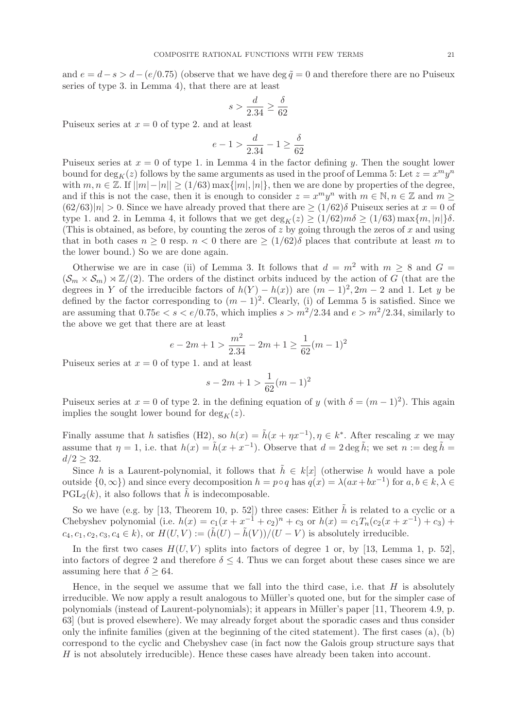and $e = d - s > d - (e/0.75)$ (observe that we have $\deg \tilde{q} = 0$ and therefore there are no Puiseux series of type 3. in Lemma 4), that there are at least

$$s > \frac{d}{2.34} \geq \frac{\delta}{62}$$

Puiseux series at $x = 0$ of type 2. and at least

$$e - 1 > \frac{d}{2.34} - 1 \geq \frac{\delta}{62}$$

Puiseux series at $x = 0$ of type 1. in Lemma 4 in the factor defining $y$. Then the sought lower bound for $\deg_K(z)$ follows by the same arguments as used in the proof of Lemma 5: Let $z = x^m y^n$ with $m, n \in \mathbb{Z}$. If $||m| - |n|| \geq (1/63)\max\{|m|, |n|\}$, then we are done by properties of the degree, and if this is not the case, then it is enough to consider $z = x^m y^n$ with $m \in \mathbb{N}, n \in \mathbb{Z}$ and $m \geq (62/63)|n| > 0$. Since we have already proved that there are $\geq (1/62)\delta$ Puiseux series at $x = 0$ of type 1. and 2. in Lemma 4, it follows that we get $\deg_K(z) \geq (1/62)m\delta \geq (1/63)\max\{m, |n|\}\delta$. (This is obtained, as before, by counting the zeros of $z$ by going through the zeros of $x$ and using that in both cases $n \geq 0$ resp. $n < 0$ there are $\geq (1/62)\delta$ places that contribute at least $m$ to the lower bound.) So we are done again.

Otherwise we are in case (ii) of Lemma 3. It follows that $d = m^2$ with $m \geq 8$ and $G = (\mathcal{S}_m \times \mathcal{S}_m) \rtimes \mathbb{Z}/(2)$. The orders of the distinct orbits induced by the action of $G$ (that are the degrees in $Y$ of the irreducible factors of $h(Y) - h(x)$) are $(m-1)^2, 2m-2$ and 1. Let $y$ be defined by the factor corresponding to $(m-1)^2$. Clearly, (i) of Lemma 5 is satisfied. Since we are assuming that $0.75e < s < e/0.75$, which implies $s > m^2/2.34$ and $e > m^2/2.34$, similarly to the above we get that there are at least

$$e - 2m + 1 > \frac{m^2}{2.34} - 2m + 1 \geq \frac{1}{62}(m-1)^2$$

Puiseux series at $x = 0$ of type 1. and at least

$$s - 2m + 1 > \frac{1}{62}(m-1)^2$$

Puiseux series at $x = 0$ of type 2. in the defining equation of $y$ (with $\delta = (m-1)^2$). This again implies the sought lower bound for $\deg_K(z)$.

Finally assume that $h$ satisfies (H2), so $h(x) = \tilde{h}(x + \eta x^{-1}), \eta \in k^*$. After rescaling $x$ we may assume that $\eta = 1$, i.e. that $h(x) = \tilde{h}(x + x^{-1})$. Observe that $d = 2\deg \tilde{h}$; we set $n := \deg \tilde{h} = d/2 \geq 32$.

Since $h$ is a Laurent-polynomial, it follows that $\tilde{h} \in k[x]$ (otherwise $h$ would have a pole outside $\{0, \infty\}$) and since every decomposition $h = p \circ q$ has $q(x) = \lambda(ax + bx^{-1})$ for $a, b \in k, \lambda \in \mathrm{PGL}_2(k)$, it also follows that $\tilde{h}$ is indecomposable.

So we have (e.g. by [13, Theorem 10, p. 52]) three cases: Either $\tilde{h}$ is related to a cyclic or a Chebyshev polynomial (i.e. $h(x) = c_1(x + x^{-1} + c_2)^n + c_3$ or $h(x) = c_1 T_n(c_2(x + x^{-1}) + c_3) + c_4, c_1, c_2, c_3, c_4 \in k$), or $H(U, V) := (\tilde{h}(U) - \tilde{h}(V))/(U - V)$ is absolutely irreducible.

In the first two cases $H(U, V)$ splits into factors of degree 1 or, by [13, Lemma 1, p. 52], into factors of degree 2 and therefore $\delta \leq 4$. Thus we can forget about these cases since we are assuming here that $\delta \geq 64$.

Hence, in the sequel we assume that we fall into the third case, i.e. that $H$ is absolutely irreducible. We now apply a result analogous to Müller's quoted one, but for the simpler case of polynomials (instead of Laurent-polynomials); it appears in Müller's paper [11, Theorem 4.9, p. 63] (but is proved elsewhere). We may already forget about the sporadic cases and thus consider only the infinite families (given at the beginning of the cited statement). The first cases (a), (b) correspond to the cyclic and Chebyshev case (in fact now the Galois group structure says that $H$ is not absolutely irreducible). Hence these cases have already been taken into account.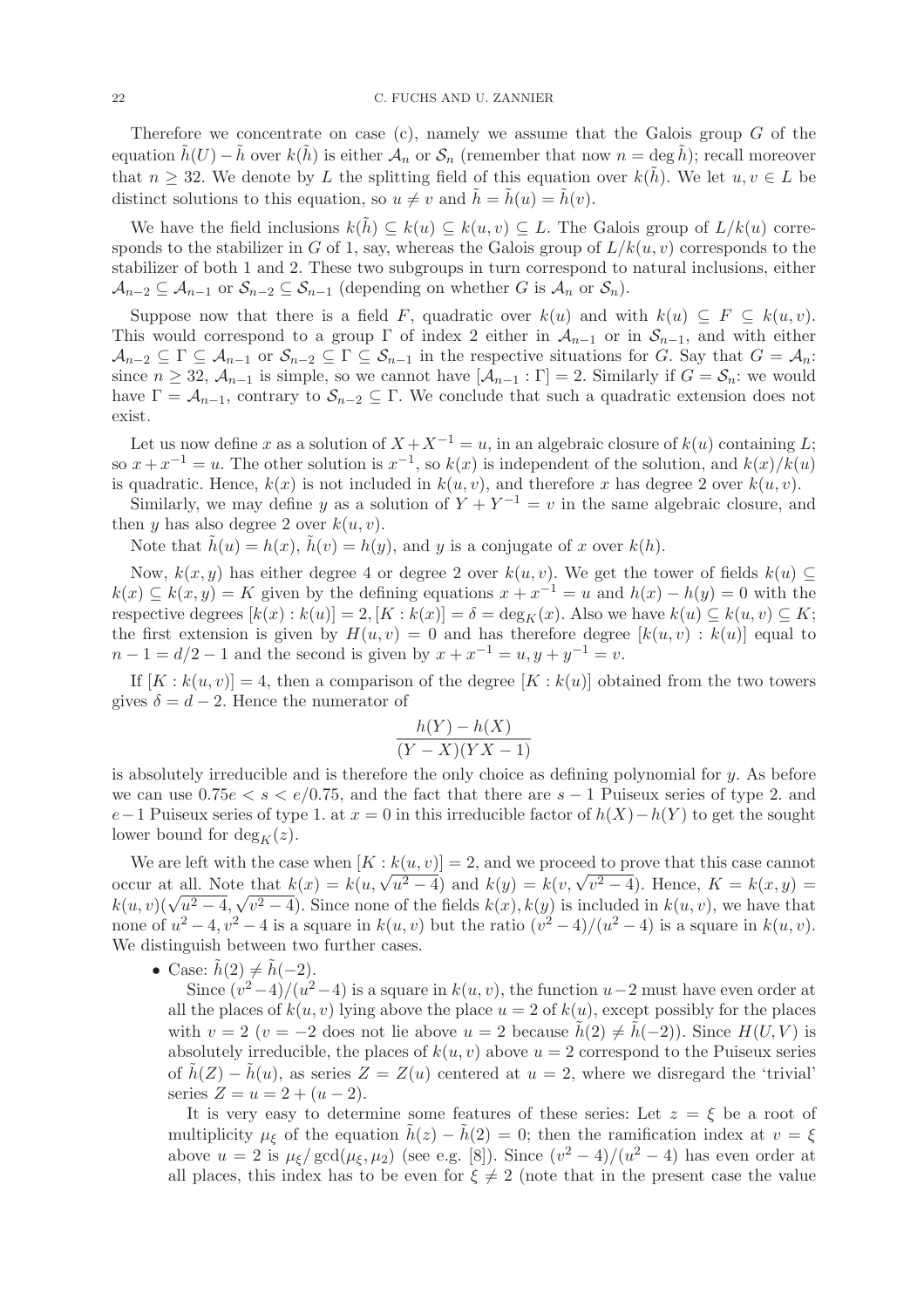Therefore we concentrate on case (c), namely we assume that the Galois group $G$ of the equation $\tilde{h}(U) - \tilde{h}$ over $k(\tilde{h})$ is either $\mathcal{A}_n$ or $\mathcal{S}_n$ (remember that now $n = \deg \tilde{h}$); recall moreover that $n \geq 32$. We denote by $L$ the splitting field of this equation over $k(\tilde{h})$. We let $u, v \in L$ be distinct solutions to this equation, so $u \neq v$ and $\tilde{h} = \tilde{h}(u) = \tilde{h}(v)$.

We have the field inclusions $k(\tilde{h}) \subseteq k(u) \subseteq k(u,v) \subseteq L$. The Galois group of $L/k(u)$ corresponds to the stabilizer in $G$ of 1, say, whereas the Galois group of $L/k(u,v)$ corresponds to the stabilizer of both 1 and 2. These two subgroups in turn correspond to natural inclusions, either $\mathcal{A}_{n-2} \subseteq \mathcal{A}_{n-1}$ or $\mathcal{S}_{n-2} \subseteq \mathcal{S}_{n-1}$ (depending on whether $G$ is $\mathcal{A}_n$ or $\mathcal{S}_n$).

Suppose now that there is a field $F$, quadratic over $k(u)$ and with $k(u) \subseteq F \subseteq k(u,v)$. This would correspond to a group $\Gamma$ of index 2 either in $\mathcal{A}_{n-1}$ or in $\mathcal{S}_{n-1}$, and with either $\mathcal{A}_{n-2} \subseteq \Gamma \subseteq \mathcal{A}_{n-1}$ or $\mathcal{S}_{n-2} \subseteq \Gamma \subseteq \mathcal{S}_{n-1}$ in the respective situations for $G$. Say that $G = \mathcal{A}_n$: since $n \geq 32$, $\mathcal{A}_{n-1}$ is simple, so we cannot have $[\mathcal{A}_{n-1} : \Gamma] = 2$. Similarly if $G = \mathcal{S}_n$: we would have $\Gamma = \mathcal{A}_{n-1}$, contrary to $\mathcal{S}_{n-2} \subseteq \Gamma$. We conclude that such a quadratic extension does not exist.

Let us now define $x$ as a solution of $X + X^{-1} = u$, in an algebraic closure of $k(u)$ containing $L$; so $x + x^{-1} = u$. The other solution is $x^{-1}$, so $k(x)$ is independent of the solution, and $k(x)/k(u)$ is quadratic. Hence, $k(x)$ is not included in $k(u,v)$, and therefore $x$ has degree 2 over $k(u,v)$.

Similarly, we may define $y$ as a solution of $Y + Y^{-1} = v$ in the same algebraic closure, and then $y$ has also degree 2 over $k(u,v)$.

Note that $\tilde{h}(u) = h(x)$, $\tilde{h}(v) = h(y)$, and $y$ is a conjugate of $x$ over $k(h)$.

Now, $k(x,y)$ has either degree 4 or degree 2 over $k(u,v)$. We get the tower of fields $k(u) \subseteq k(x) \subseteq k(x,y) = K$ given by the defining equations $x + x^{-1} = u$ and $h(x) - h(y) = 0$ with the respective degrees $[k(x) : k(u)] = 2, [K : k(x)] = \delta = \deg_K(x)$. Also we have $k(u) \subseteq k(u,v) \subseteq K$; the first extension is given by $H(u,v) = 0$ and has therefore degree $[k(u,v) : k(u)]$ equal to $n - 1 = d/2 - 1$ and the second is given by $x + x^{-1} = u, y + y^{-1} = v$.

If $[K : k(u,v)] = 4$, then a comparison of the degree $[K : k(u)]$ obtained from the two towers gives $\delta = d - 2$. Hence the numerator of

$$\frac{h(Y) - h(X)}{(Y - X)(YX - 1)}$$

is absolutely irreducible and is therefore the only choice as defining polynomial for $y$. As before we can use $0.75e < s < e/0.75$, and the fact that there are $s - 1$ Puiseux series of type 2. and $e - 1$ Puiseux series of type 1. at $x = 0$ in this irreducible factor of $h(X) - h(Y)$ to get the sought lower bound for $\deg_K(z)$.

We are left with the case when $[K : k(u,v)] = 2$, and we proceed to prove that this case cannot occur at all. Note that $k(x) = k(u, \sqrt{u^2 - 4})$ and $k(y) = k(v, \sqrt{v^2 - 4})$. Hence, $K = k(x,y) = k(u,v)(\sqrt{u^2 - 4}, \sqrt{v^2 - 4})$. Since none of the fields $k(x), k(y)$ is included in $k(u,v)$, we have that none of $u^2 - 4, v^2 - 4$ is a square in $k(u,v)$ but the ratio $(v^2 - 4)/(u^2 - 4)$ is a square in $k(u,v)$. We distinguish between two further cases.

- Case: $\tilde{h}(2) \neq \tilde{h}(-2)$.

  Since $(v^2 - 4)/(u^2 - 4)$ is a square in $k(u,v)$, the function $u - 2$ must have even order at all the places of $k(u,v)$ lying above the place $u = 2$ of $k(u)$, except possibly for the places with $v = 2$ ($v = -2$ does not lie above $u = 2$ because $\tilde{h}(2) \neq \tilde{h}(-2)$). Since $H(U,V)$ is absolutely irreducible, the places of $k(u,v)$ above $u = 2$ correspond to the Puiseux series of $\tilde{h}(Z) - \tilde{h}(u)$, as series $Z = Z(u)$ centered at $u = 2$, where we disregard the 'trivial' series $Z = u = 2 + (u - 2)$.

  It is very easy to determine some features of these series: Let $z = \xi$ be a root of multiplicity $\mu_\xi$ of the equation $\tilde{h}(z) - \tilde{h}(2) = 0$; then the ramification index at $v = \xi$ above $u = 2$ is $\mu_\xi / \gcd(\mu_\xi, \mu_2)$ (see e.g. [8]). Since $(v^2 - 4)/(u^2 - 4)$ has even order at all places, this index has to be even for $\xi \neq 2$ (note that in the present case the value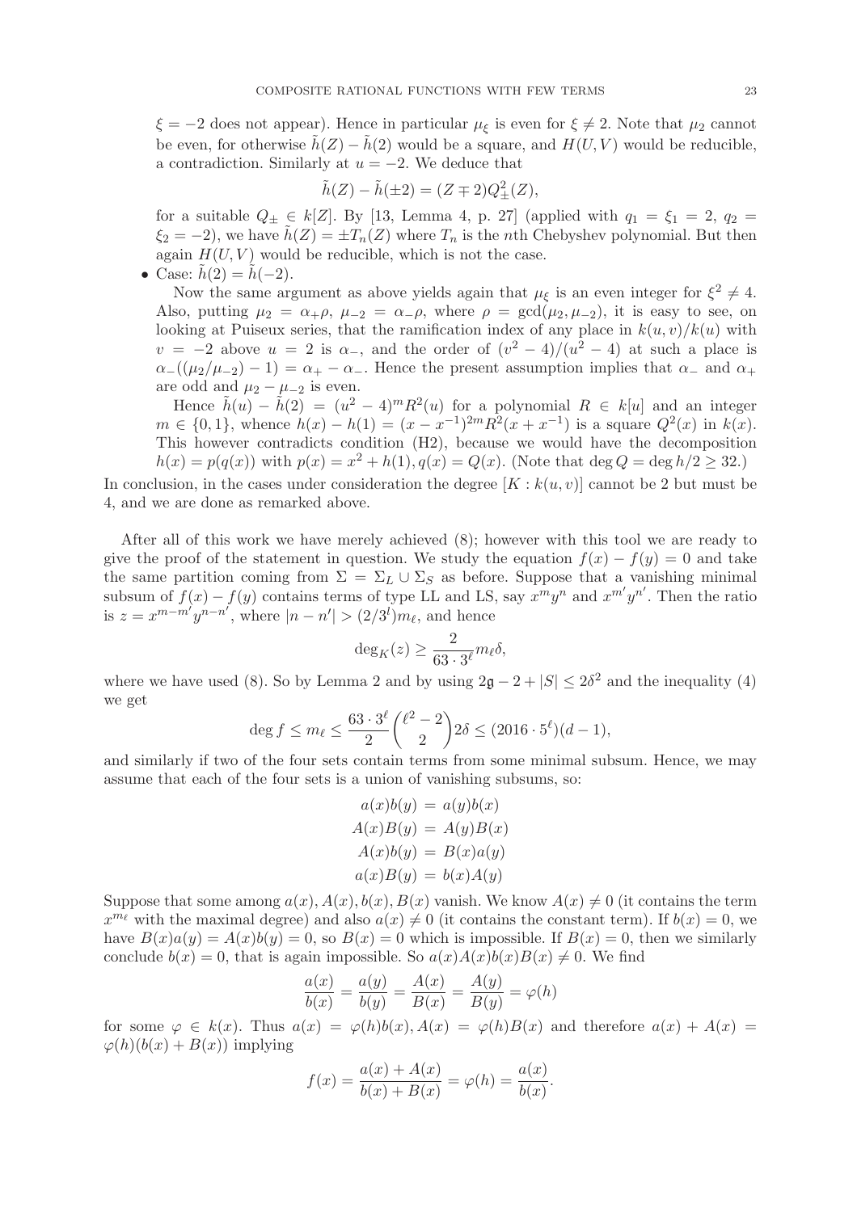$\xi = -2$ does not appear). Hence in particular $\mu_\xi$ is even for $\xi \neq 2$. Note that $\mu_2$ cannot be even, for otherwise $\tilde{h}(Z) - \tilde{h}(2)$ would be a square, and $H(U,V)$ would be reducible, a contradiction. Similarly at $u = -2$. We deduce that

$$\tilde{h}(Z) - \tilde{h}(\pm 2) = (Z \mp 2)Q_\pm^2(Z),$$

for a suitable $Q_\pm \in k[Z]$. By [13, Lemma 4, p. 27] (applied with $q_1 = \xi_1 = 2$, $q_2 = \xi_2 = -2$), we have $\tilde{h}(Z) = \pm T_n(Z)$ where $T_n$ is the $n$th Chebyshev polynomial. But then again $H(U,V)$ would be reducible, which is not the case.

- Case: $\tilde{h}(2) = \tilde{h}(-2)$.

  Now the same argument as above yields again that $\mu_\xi$ is an even integer for $\xi^2 \neq 4$. Also, putting $\mu_2 = \alpha_+\rho$, $\mu_{-2} = \alpha_-\rho$, where $\rho = \gcd(\mu_2, \mu_{-2})$, it is easy to see, on looking at Puiseux series, that the ramification index of any place in $k(u,v)/k(u)$ with $v = -2$ above $u = 2$ is $\alpha_-$, and the order of $(v^2-4)/(u^2-4)$ at such a place is $\alpha_-((\mu_2/\mu_{-2}) - 1) = \alpha_+ - \alpha_-$. Hence the present assumption implies that $\alpha_-$ and $\alpha_+$ are odd and $\mu_2 - \mu_{-2}$ is even.

  Hence $\tilde{h}(u) - \tilde{h}(2) = (u^2-4)^m R^2(u)$ for a polynomial $R \in k[u]$ and an integer $m \in \{0,1\}$, whence $h(x) - h(1) = (x - x^{-1})^{2m} R^2(x + x^{-1})$ is a square $Q^2(x)$ in $k(x)$. This however contradicts condition (H2), because we would have the decomposition $h(x) = p(q(x))$ with $p(x) = x^2 + h(1)$, $q(x) = Q(x)$. (Note that $\deg Q = \deg h/2 \geq 32$.)

In conclusion, in the cases under consideration the degree $[K : k(u,v)]$ cannot be 2 but must be 4, and we are done as remarked above.

After all of this work we have merely achieved (8); however with this tool we are ready to give the proof of the statement in question. We study the equation $f(x) - f(y) = 0$ and take the same partition coming from $\Sigma = \Sigma_L \cup \Sigma_S$ as before. Suppose that a vanishing minimal subsum of $f(x) - f(y)$ contains terms of type LL and LS, say $x^m y^n$ and $x^{m'} y^{n'}$. Then the ratio is $z = x^{m-m'} y^{n-n'}$, where $|n - n'| > (2/3^\ell) m_\ell$, and hence

$$\deg_K(z) \geq \frac{2}{63 \cdot 3^\ell} m_\ell \delta,$$

where we have used (8). So by Lemma 2 and by using $2\mathfrak{g} - 2 + |S| \leq 2\delta^2$ and the inequality (4) we get

$$\deg f \leq m_\ell \leq \frac{63 \cdot 3^\ell}{2} \binom{\ell^2 - 2}{2} 2\delta \leq (2016 \cdot 5^\ell)(d-1),$$

and similarly if two of the four sets contain terms from some minimal subsum. Hence, we may assume that each of the four sets is a union of vanishing subsums, so:

$$\begin{aligned}
a(x)b(y) &= a(y)b(x) \\
A(x)B(y) &= A(y)B(x) \\
A(x)b(y) &= B(x)a(y) \\
a(x)B(y) &= b(x)A(y)
\end{aligned}$$

Suppose that some among $a(x), A(x), b(x), B(x)$ vanish. We know $A(x) \neq 0$ (it contains the term $x^{m_\ell}$ with the maximal degree) and also $a(x) \neq 0$ (it contains the constant term). If $b(x) = 0$, we have $B(x)a(y) = A(x)b(y) = 0$, so $B(x) = 0$ which is impossible. If $B(x) = 0$, then we similarly conclude $b(x) = 0$, that is again impossible. So $a(x)A(x)b(x)B(x) \neq 0$. We find

$$\frac{a(x)}{b(x)} = \frac{a(y)}{b(y)} = \frac{A(x)}{B(x)} = \frac{A(y)}{B(y)} = \varphi(h)$$

for some $\varphi \in k(x)$. Thus $a(x) = \varphi(h)b(x), A(x) = \varphi(h)B(x)$ and therefore $a(x) + A(x) = \varphi(h)(b(x) + B(x))$ implying

$$f(x) = \frac{a(x) + A(x)}{b(x) + B(x)} = \varphi(h) = \frac{a(x)}{b(x)}.$$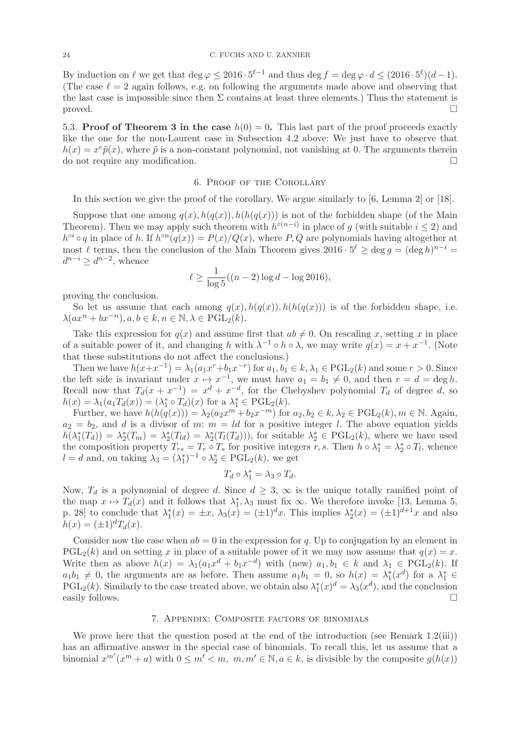By induction on $\ell$ we get that $\deg \varphi \leq 2016 \cdot 5^{\ell-1}$ and thus $\deg f = \deg \varphi \cdot d \leq (2016 \cdot 5^{\ell})(d-1)$. (The case $\ell = 2$ again follows, e.g. on following the arguments made above and observing that the last case is impossible since then $\Sigma$ contains at least three elements.) Thus the statement is proved. □

### 5.3. Proof of Theorem 3 in the case $h(0) = 0$.

This last part of the proof proceeds exactly like the one for the non-Laurent case in Subsection 4.2 above: We just have to observe that $h(x) = x^e \tilde{p}(x)$, where $\tilde{p}$ is a non-constant polynomial, not vanishing at 0. The arguments therein do not require any modification. □

## 6. Proof of the Corollary

In this section we give the proof of the corollary. We argue similarly to [6, Lemma 2] or [18].

Suppose that one among $q(x), h(q(x)), h(h(q(x)))$ is not of the forbidden shape (of the Main Theorem). Then we may apply such theorem with $h^{\circ(n-i)}$ in place of $g$ (with suitable $i \leq 2$) and $h^{\circ i} \circ q$ in place of $h$. If $h^{\circ n}(q(x)) = P(x)/Q(x)$, where $P, Q$ are polynomials having altogether at most $\ell$ terms, then the conclusion of the Main Theorem gives $2016 \cdot 5^{\ell} \geq \deg g = (\deg h)^{n-i} = d^{n-i} \geq d^{n-2}$, whence

$$\ell \geq \frac{1}{\log 5}((n-2)\log d - \log 2016),$$

proving the conclusion.

So let us assume that each among $q(x), h(q(x)), h(h(q(x)))$ is of the forbidden shape, i.e. $\lambda(ax^n + bx^{-n}), a, b \in k, n \in \mathbb{N}, \lambda \in \mathrm{PGL}_2(k)$.

Take this expression for $q(x)$ and assume first that $ab \neq 0$. On rescaling $x$, setting $x$ in place of a suitable power of it, and changing $h$ with $\lambda^{-1} \circ h \circ \lambda$, we may write $q(x) = x + x^{-1}$. (Note that these substitutions do not affect the conclusions.)

Then we have $h(x+x^{-1}) = \lambda_1(a_1 x^r + b_1 x^{-r})$ for $a_1, b_1 \in k, \lambda_1 \in \mathrm{PGL}_2(k)$ and some $r > 0$. Since the left side is invariant under $x \mapsto x^{-1}$, we must have $a_1 = b_1 \neq 0$, and then $r = d = \deg h$. Recall now that $T_d(x + x^{-1}) = x^d + x^{-d}$, for the Chebyshev polynomial $T_d$ of degree $d$, so $h(x) = \lambda_1(a_1 T_d(x)) = (\lambda_1^* \circ T_d)(x)$ for a $\lambda_1^* \in \mathrm{PGL}_2(k)$.

Further, we have $h(h(q(x))) = \lambda_2(a_2 x^m + b_2 x^{-m})$ for $a_2, b_2 \in k, \lambda_2 \in \mathrm{PGL}_2(k), m \in \mathbb{N}$. Again, $a_2 = b_2$, and $d$ is a divisor of $m$: $m = ld$ for a positive integer $l$. The above equation yields $h(\lambda_1^*(T_d)) = \lambda_2^*(T_m) = \lambda_2^*(T_{ld}) = \lambda_2^*(T_l(T_d)))$, for suitable $\lambda_2^* \in \mathrm{PGL}_2(k)$, where we have used the composition property $T_{rs} = T_r \circ T_s$ for positive integers $r, s$. Then $h \circ \lambda_1^* = \lambda_2^* \circ T_l$, whence $l = d$ and, on taking $\lambda_3 = (\lambda_1^*)^{-1} \circ \lambda_2^* \in \mathrm{PGL}_2(k)$, we get

$$T_d \circ \lambda_1^* = \lambda_3 \circ T_d.$$

Now, $T_d$ is a polynomial of degree $d$. Since $d \geq 3$, $\infty$ is the unique totally ramified point of the map $x \mapsto T_d(x)$ and it follows that $\lambda_1^*, \lambda_3$ must fix $\infty$. We therefore invoke [13, Lemma 5, p. 28] to conclude that $\lambda_1^*(x) = \pm x$, $\lambda_3(x) = (\pm 1)^d x$. This implies $\lambda_2^*(x) = (\pm 1)^{d+1} x$ and also $h(x) = (\pm 1)^d T_d(x)$.

Consider now the case when $ab = 0$ in the expression for $q$. Up to conjugation by an element in $\mathrm{PGL}_2(k)$ and on setting $x$ in place of a suitable power of it we may now assume that $q(x) = x$. Write then as above $h(x) = \lambda_1(a_1 x^d + b_1 x^{-d})$ with (new) $a_1, b_1 \in k$ and $\lambda_1 \in \mathrm{PGL}_2(k)$. If $a_1 b_1 \neq 0$, the arguments are as before. Then assume $a_1 b_1 = 0$, so $h(x) = \lambda_1^*(x^d)$ for a $\lambda_1^* \in \mathrm{PGL}_2(k)$. Similarly to the case treated above, we obtain also $\lambda_1^*(x)^d = \lambda_3(x^d)$, and the conclusion easily follows. □

## 7. Appendix: Composite factors of binomials

We prove here that the question posed at the end of the introduction (see Remark 1.2(iii)) has an affirmative answer in the special case of binomials. To recall this, let us assume that a binomial $x^{m'}(x^m + a)$ with $0 \leq m' < m$, $m, m' \in \mathbb{N}, a \in k$, is divisible by the composite $g(h(x))$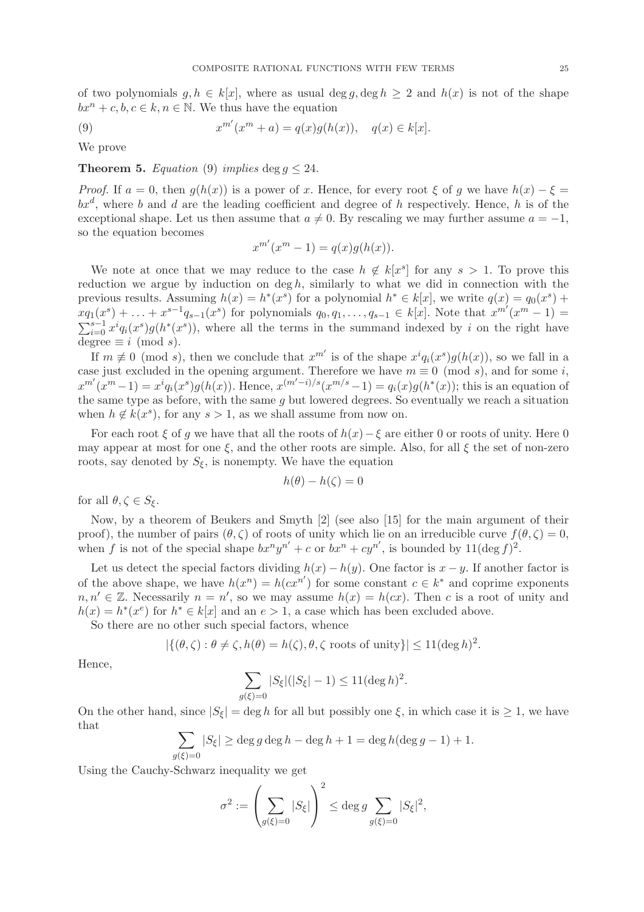of two polynomials $g, h \in k[x]$, where as usual $\deg g, \deg h \geq 2$ and $h(x)$ is not of the shape $bx^n + c, b, c \in k, n \in \mathbb{N}$. We thus have the equation

$$x^{m'}(x^m + a) = q(x)g(h(x)), \quad q(x) \in k[x]. \tag{9}$$

We prove

**Theorem 5.** *Equation* (9) *implies* $\deg g \leq 24$.

*Proof.* If $a = 0$, then $g(h(x))$ is a power of $x$. Hence, for every root $\xi$ of $g$ we have $h(x) - \xi = bx^d$, where $b$ and $d$ are the leading coefficient and degree of $h$ respectively. Hence, $h$ is of the exceptional shape. Let us then assume that $a \neq 0$. By rescaling we may further assume $a = -1$, so the equation becomes

$$x^{m'}(x^m - 1) = q(x)g(h(x)).$$

We note at once that we may reduce to the case $h \notin k[x^s]$ for any $s > 1$. To prove this reduction we argue by induction on $\deg h$, similarly to what we did in connection with the previous results. Assuming $h(x) = h^*(x^s)$ for a polynomial $h^* \in k[x]$, we write $q(x) = q_0(x^s) + xq_1(x^s) + \ldots + x^{s-1}q_{s-1}(x^s)$ for polynomials $q_0, q_1, \ldots, q_{s-1} \in k[x]$. Note that $x^{m'}(x^m - 1) = \sum_{i=0}^{s-1} x^i q_i(x^s)g(h^*(x^s))$, where all the terms in the summand indexed by $i$ on the right have degree $\equiv i \pmod{s}$.

If $m \not\equiv 0 \pmod{s}$, then we conclude that $x^{m'}$ is of the shape $x^i q_i(x^s)g(h(x))$, so we fall in a case just excluded in the opening argument. Therefore we have $m \equiv 0 \pmod{s}$, and for some $i$, $x^{m'}(x^m - 1) = x^i q_i(x^s)g(h(x))$. Hence, $x^{(m'-i)/s}(x^{m/s} - 1) = q_i(x)g(h^*(x))$; this is an equation of the same type as before, with the same $g$ but lowered degrees. So eventually we reach a situation when $h \notin k(x^s)$, for any $s > 1$, as we shall assume from now on.

For each root $\xi$ of $g$ we have that all the roots of $h(x) - \xi$ are either 0 or roots of unity. Here 0 may appear at most for one $\xi$, and the other roots are simple. Also, for all $\xi$ the set of non-zero roots, say denoted by $S_\xi$, is nonempty. We have the equation

$$h(\theta) - h(\zeta) = 0$$

for all $\theta, \zeta \in S_\xi$.

Now, by a theorem of Beukers and Smyth [2] (see also [15] for the main argument of their proof), the number of pairs $(\theta, \zeta)$ of roots of unity which lie on an irreducible curve $f(\theta, \zeta) = 0$, when $f$ is not of the special shape $bx^n y^{n'} + c$ or $bx^n + cy^{n'}$, is bounded by $11(\deg f)^2$.

Let us detect the special factors dividing $h(x) - h(y)$. One factor is $x - y$. If another factor is of the above shape, we have $h(x^n) = h(cx^{n'})$ for some constant $c \in k^*$ and coprime exponents $n, n' \in \mathbb{Z}$. Necessarily $n = n'$, so we may assume $h(x) = h(cx)$. Then $c$ is a root of unity and $h(x) = h^*(x^e)$ for $h^* \in k[x]$ and an $e > 1$, a case which has been excluded above.

So there are no other such special factors, whence

$$|\{(\theta, \zeta) : \theta \neq \zeta, h(\theta) = h(\zeta), \theta, \zeta \text{ roots of unity}\}| \leq 11(\deg h)^2.$$

Hence,

$$\sum_{g(\xi)=0} |S_\xi|(|S_\xi| - 1) \leq 11(\deg h)^2.$$

On the other hand, since $|S_\xi| = \deg h$ for all but possibly one $\xi$, in which case it is $\geq 1$, we have that

$$\sum_{g(\xi)=0} |S_\xi| \geq \deg g \deg h - \deg h + 1 = \deg h(\deg g - 1) + 1.$$

Using the Cauchy-Schwarz inequality we get

$$\sigma^2 := \left( \sum_{g(\xi)=0} |S_\xi| \right)^2 \leq \deg g \sum_{g(\xi)=0} |S_\xi|^2,$$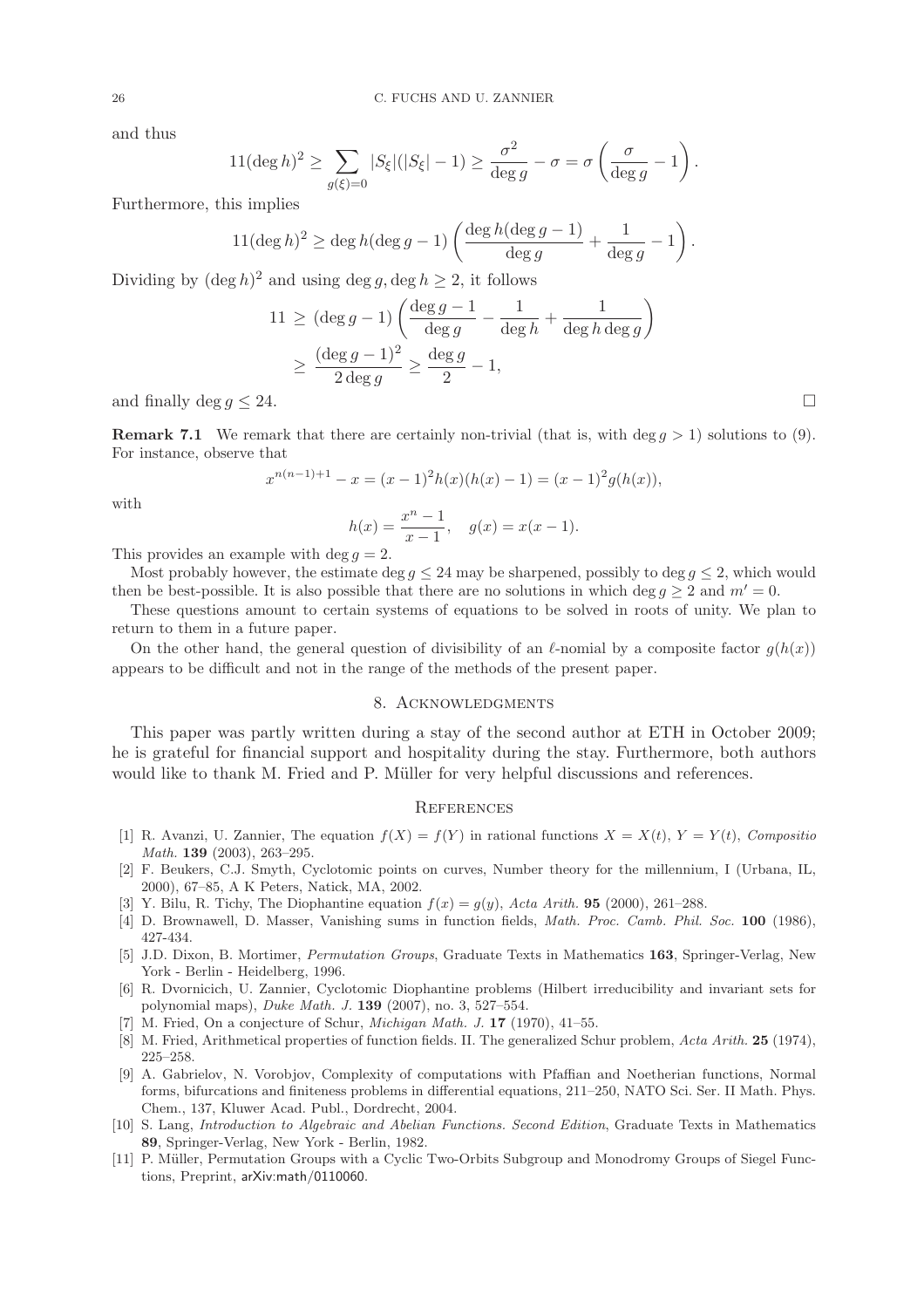and thus

$$11(\deg h)^2 \geq \sum_{g(\xi)=0} |S_\xi|(|S_\xi|-1) \geq \frac{\sigma^2}{\deg g} - \sigma = \sigma\left(\frac{\sigma}{\deg g} - 1\right).$$

Furthermore, this implies

$$11(\deg h)^2 \geq \deg h(\deg g - 1)\left(\frac{\deg h(\deg g-1)}{\deg g} + \frac{1}{\deg g} - 1\right).$$

Dividing by $(\deg h)^2$ and using $\deg g, \deg h \geq 2$, it follows

$$\begin{aligned} 11 &\geq (\deg g - 1)\left(\frac{\deg g - 1}{\deg g} - \frac{1}{\deg h} + \frac{1}{\deg h \deg g}\right) \\ &\geq \frac{(\deg g-1)^2}{2\deg g} \geq \frac{\deg g}{2} - 1, \end{aligned}$$

and finally $\deg g \leq 24$. □

**Remark 7.1** We remark that there are certainly non-trivial (that is, with $\deg g > 1$) solutions to (9). For instance, observe that

$$x^{n(n-1)+1} - x = (x-1)^2 h(x)(h(x)-1) = (x-1)^2 g(h(x)),$$

with

$$h(x) = \frac{x^n - 1}{x-1}, \quad g(x) = x(x-1).$$

This provides an example with $\deg g = 2$.

Most probably however, the estimate $\deg g \leq 24$ may be sharpened, possibly to $\deg g \leq 2$, which would then be best-possible. It is also possible that there are no solutions in which $\deg g \geq 2$ and $m' = 0$.

These questions amount to certain systems of equations to be solved in roots of unity. We plan to return to them in a future paper.

On the other hand, the general question of divisibility of an $\ell$-nomial by a composite factor $g(h(x))$ appears to be difficult and not in the range of the methods of the present paper.

## 8. Acknowledgments

This paper was partly written during a stay of the second author at ETH in October 2009; he is grateful for financial support and hospitality during the stay. Furthermore, both authors would like to thank M. Fried and P. Müller for very helpful discussions and references.

## References

[1] R. Avanzi, U. Zannier, The equation $f(X) = f(Y)$ in rational functions $X = X(t)$, $Y = Y(t)$, *Compositio Math.* **139** (2003), 263–295.

[2] F. Beukers, C.J. Smyth, Cyclotomic points on curves, Number theory for the millennium, I (Urbana, IL, 2000), 67–85, A K Peters, Natick, MA, 2002.

[3] Y. Bilu, R. Tichy, The Diophantine equation $f(x) = g(y)$, *Acta Arith.* **95** (2000), 261–288.

[4] D. Brownawell, D. Masser, Vanishing sums in function fields, *Math. Proc. Camb. Phil. Soc.* **100** (1986), 427-434.

[5] J.D. Dixon, B. Mortimer, *Permutation Groups*, Graduate Texts in Mathematics **163**, Springer-Verlag, New York - Berlin - Heidelberg, 1996.

[6] R. Dvornicich, U. Zannier, Cyclotomic Diophantine problems (Hilbert irreducibility and invariant sets for polynomial maps), *Duke Math. J.* **139** (2007), no. 3, 527–554.

[7] M. Fried, On a conjecture of Schur, *Michigan Math. J.* **17** (1970), 41–55.

[8] M. Fried, Arithmetical properties of function fields. II. The generalized Schur problem, *Acta Arith.* **25** (1974), 225–258.

[9] A. Gabrielov, N. Vorobjov, Complexity of computations with Pfaffian and Noetherian functions, Normal forms, bifurcations and finiteness problems in differential equations, 211–250, NATO Sci. Ser. II Math. Phys. Chem., 137, Kluwer Acad. Publ., Dordrecht, 2004.

[10] S. Lang, *Introduction to Algebraic and Abelian Functions. Second Edition*, Graduate Texts in Mathematics **89**, Springer-Verlag, New York - Berlin, 1982.

[11] P. Müller, Permutation Groups with a Cyclic Two-Orbits Subgroup and Monodromy Groups of Siegel Functions, Preprint, arXiv:math/0110060.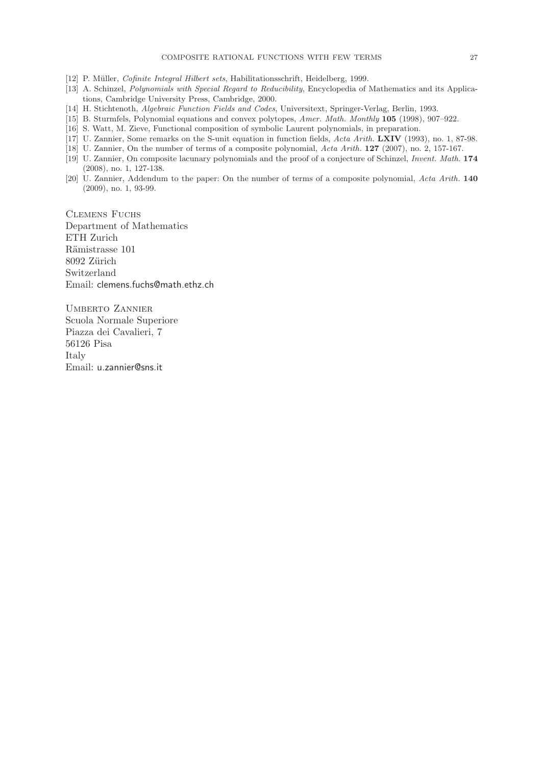[12] P. Müller, *Cofinite Integral Hilbert sets*, Habilitationsschrift, Heidelberg, 1999.

[13] A. Schinzel, *Polynomials with Special Regard to Reducibility*, Encyclopedia of Mathematics and its Applications, Cambridge University Press, Cambridge, 2000.

[14] H. Stichtenoth, *Algebraic Function Fields and Codes*, Universitext, Springer-Verlag, Berlin, 1993.

[15] B. Sturmfels, Polynomial equations and convex polytopes, *Amer. Math. Monthly* **105** (1998), 907–922.

[16] S. Watt, M. Zieve, Functional composition of symbolic Laurent polynomials, in preparation.

[17] U. Zannier, Some remarks on the S-unit equation in function fields, *Acta Arith.* **LXIV** (1993), no. 1, 87-98.

[18] U. Zannier, On the number of terms of a composite polynomial, *Acta Arith.* **127** (2007), no. 2, 157-167.

[19] U. Zannier, On composite lacunary polynomials and the proof of a conjecture of Schinzel, *Invent. Math.* **174** (2008), no. 1, 127-138.

[20] U. Zannier, Addendum to the paper: On the number of terms of a composite polynomial, *Acta Arith.* **140** (2009), no. 1, 93-99.

Clemens Fuchs
Department of Mathematics
ETH Zurich
Rämistrasse 101
8092 Zürich
Switzerland
Email: clemens.fuchs@math.ethz.ch

Umberto Zannier
Scuola Normale Superiore
Piazza dei Cavalieri, 7
56126 Pisa
Italy
Email: u.zannier@sns.it